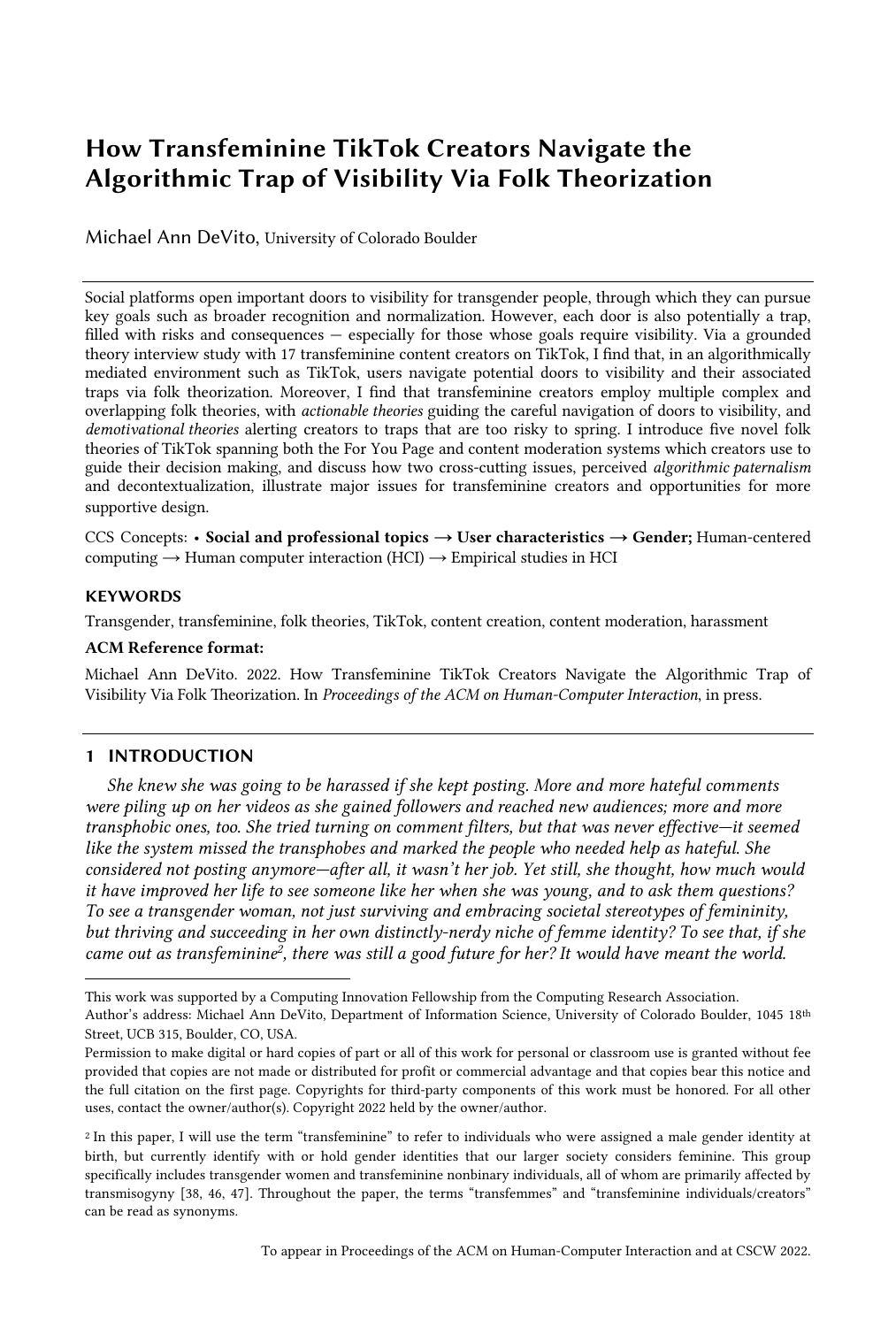# How Transfeminine TikTok Creators Navigate the Algorithmic Trap of Visibility Via Folk Theorization

Michael Ann DeVito, University of Colorado Boulder

Social platforms open important doors to visibility for transgender people, through which they can pursue key goals such as broader recognition and normalization. However, each door is also potentially a trap, filled with risks and consequences — especially for those whose goals require visibility. Via a grounded theory interview study with 17 transfeminine content creators on TikTok, I find that, in an algorithmically mediated environment such as TikTok, users navigate potential doors to visibility and their associated traps via folk theorization. Moreover, I find that transfeminine creators employ multiple complex and overlapping folk theories, with *actionable theories* guiding the careful navigation of doors to visibility, and *demotivational theories* alerting creators to traps that are too risky to spring. I introduce five novel folk theories of TikTok spanning both the For You Page and content moderation systems which creators use to guide their decision making, and discuss how two cross-cutting issues, perceived *algorithmic paternalism* and decontextualization, illustrate major issues for transfeminine creators and opportunities for more supportive design.

CCS Concepts: • **Social and professional topics → User characteristics → Gender;** Human-centered computing → Human computer interaction (HCI) → Empirical studies in HCI

### KEYWORDS

Transgender, transfeminine, folk theories, TikTok, content creation, content moderation, harassment

### ACM Reference format:

Michael Ann DeVito. 2022. How Transfeminine TikTok Creators Navigate the Algorithmic Trap of Visibility Via Folk Theorization. In *Proceedings of the ACM on Human-Computer Interaction*, in press.

## 1 INTRODUCTION

*She knew she was going to be harassed if she kept posting. More and more hateful comments were piling up on her videos as she gained followers and reached new audiences; more and more transphobic ones, too. She tried turning on comment filters, but that was never effective—it seemed like the system missed the transphobes and marked the people who needed help as hateful. She considered not posting anymore—after all, it wasn't her job. Yet still, she thought, how much would it have improved her life to see someone like her when she was young, and to ask them questions? To see a transgender woman, not just surviving and embracing societal stereotypes of femininity, but thriving and succeeding in her own distinctly-nerdy niche of femme identity? To see that, if she came out as transfeminine[2], there was still a good future for her? It would have meant the world.*

---

This work was supported by a Computing Innovation Fellowship from the Computing Research Association.

Author's address: Michael Ann DeVito, Department of Information Science, University of Colorado Boulder, 1045 18th Street, UCB 315, Boulder, CO, USA.

Permission to make digital or hard copies of part or all of this work for personal or classroom use is granted without fee provided that copies are not made or distributed for profit or commercial advantage and that copies bear this notice and the full citation on the first page. Copyrights for third-party components of this work must be honored. For all other uses, contact the owner/author(s). Copyright 2022 held by the owner/author.

[2] In this paper, I will use the term "transfeminine" to refer to individuals who were assigned a male gender identity at birth, but currently identify with or hold gender identities that our larger society considers feminine. This group specifically includes transgender women and transfeminine nonbinary individuals, all of whom are primarily affected by transmisogyny [38, 46, 47]. Throughout the paper, the terms "transfemmes" and "transfeminine individuals/creators" can be read as synonyms.

To appear in Proceedings of the ACM on Human-Computer Interaction and at CSCW 2022.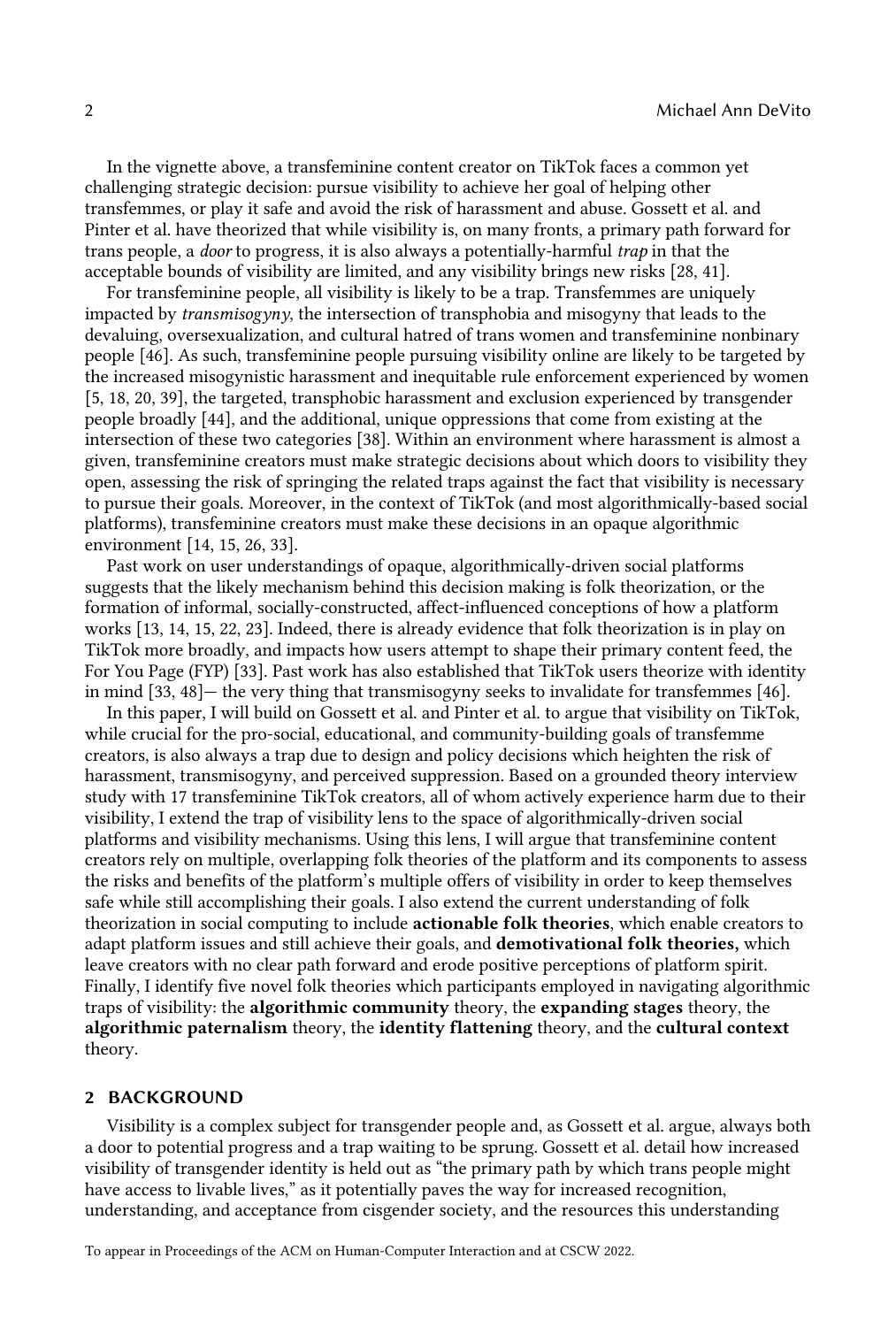In the vignette above, a transfeminine content creator on TikTok faces a common yet challenging strategic decision: pursue visibility to achieve her goal of helping other transfemmes, or play it safe and avoid the risk of harassment and abuse. Gossett et al. and Pinter et al. have theorized that while visibility is, on many fronts, a primary path forward for trans people, a *door* to progress, it is also always a potentially-harmful *trap* in that the acceptable bounds of visibility are limited, and any visibility brings new risks [28, 41].

For transfeminine people, all visibility is likely to be a trap. Transfemmes are uniquely impacted by *transmisogyny*, the intersection of transphobia and misogyny that leads to the devaluing, oversexualization, and cultural hatred of trans women and transfeminine nonbinary people [46]. As such, transfeminine people pursuing visibility online are likely to be targeted by the increased misogynistic harassment and inequitable rule enforcement experienced by women [5, 18, 20, 39], the targeted, transphobic harassment and exclusion experienced by transgender people broadly [44], and the additional, unique oppressions that come from existing at the intersection of these two categories [38]. Within an environment where harassment is almost a given, transfeminine creators must make strategic decisions about which doors to visibility they open, assessing the risk of springing the related traps against the fact that visibility is necessary to pursue their goals. Moreover, in the context of TikTok (and most algorithmically-based social platforms), transfeminine creators must make these decisions in an opaque algorithmic environment [14, 15, 26, 33].

Past work on user understandings of opaque, algorithmically-driven social platforms suggests that the likely mechanism behind this decision making is folk theorization, or the formation of informal, socially-constructed, affect-influenced conceptions of how a platform works [13, 14, 15, 22, 23]. Indeed, there is already evidence that folk theorization is in play on TikTok more broadly, and impacts how users attempt to shape their primary content feed, the For You Page (FYP) [33]. Past work has also established that TikTok users theorize with identity in mind [33, 48]— the very thing that transmisogyny seeks to invalidate for transfemmes [46].

In this paper, I will build on Gossett et al. and Pinter et al. to argue that visibility on TikTok, while crucial for the pro-social, educational, and community-building goals of transfemme creators, is also always a trap due to design and policy decisions which heighten the risk of harassment, transmisogyny, and perceived suppression. Based on a grounded theory interview study with 17 transfeminine TikTok creators, all of whom actively experience harm due to their visibility, I extend the trap of visibility lens to the space of algorithmically-driven social platforms and visibility mechanisms. Using this lens, I will argue that transfeminine content creators rely on multiple, overlapping folk theories of the platform and its components to assess the risks and benefits of the platform's multiple offers of visibility in order to keep themselves safe while still accomplishing their goals. I also extend the current understanding of folk theorization in social computing to include **actionable folk theories**, which enable creators to adapt platform issues and still achieve their goals, and **demotivational folk theories,** which leave creators with no clear path forward and erode positive perceptions of platform spirit. Finally, I identify five novel folk theories which participants employed in navigating algorithmic traps of visibility: the **algorithmic community** theory, the **expanding stages** theory, the **algorithmic paternalism** theory, the **identity flattening** theory, and the **cultural context** theory.

## 2 BACKGROUND

Visibility is a complex subject for transgender people and, as Gossett et al. argue, always both a door to potential progress and a trap waiting to be sprung. Gossett et al. detail how increased visibility of transgender identity is held out as "the primary path by which trans people might have access to livable lives," as it potentially paves the way for increased recognition, understanding, and acceptance from cisgender society, and the resources this understanding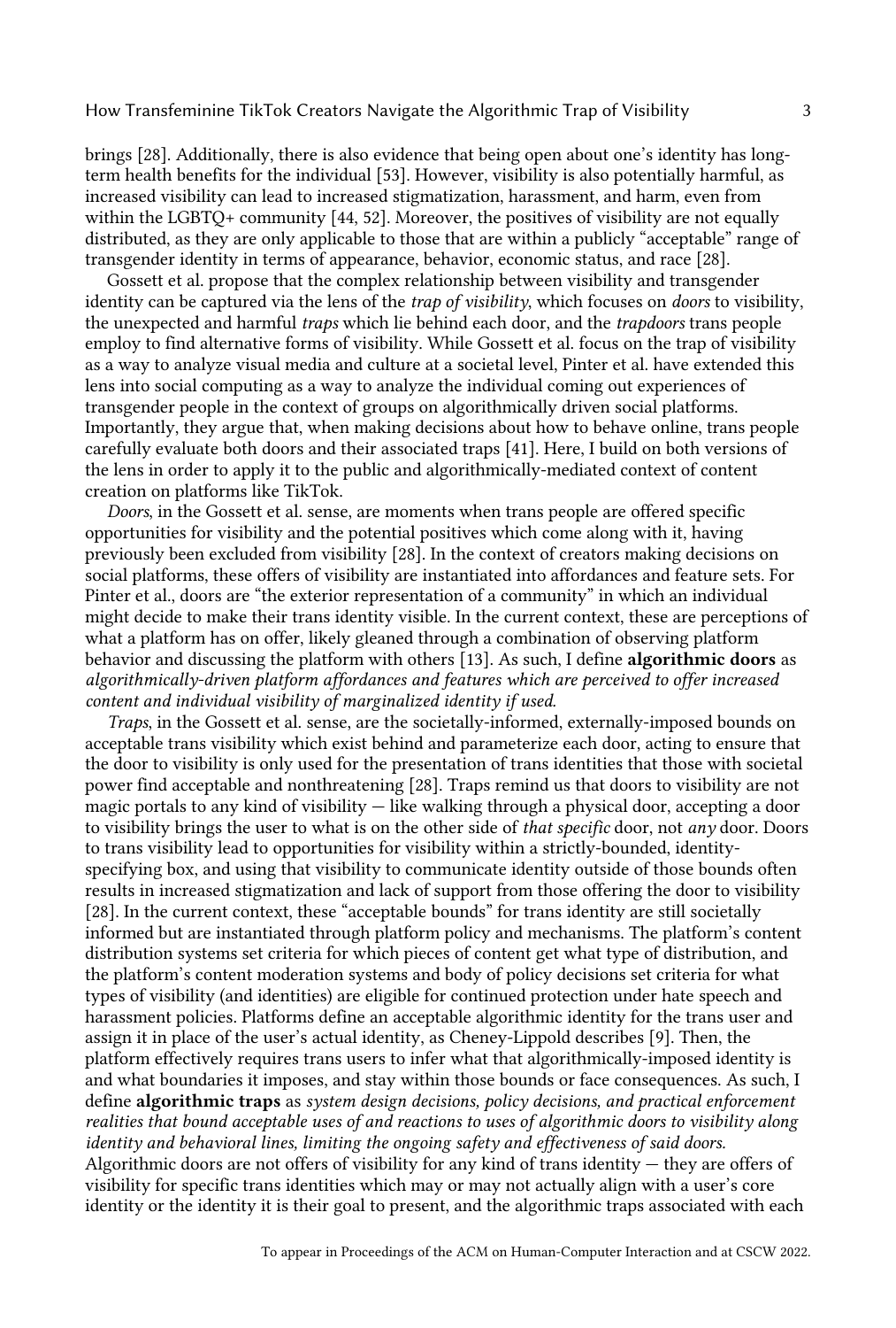brings [28]. Additionally, there is also evidence that being open about one's identity has long-term health benefits for the individual [53]. However, visibility is also potentially harmful, as increased visibility can lead to increased stigmatization, harassment, and harm, even from within the LGBTQ+ community [44, 52]. Moreover, the positives of visibility are not equally distributed, as they are only applicable to those that are within a publicly "acceptable" range of transgender identity in terms of appearance, behavior, economic status, and race [28].

Gossett et al. propose that the complex relationship between visibility and transgender identity can be captured via the lens of the *trap of visibility*, which focuses on *doors* to visibility, the unexpected and harmful *traps* which lie behind each door, and the *trapdoors* trans people employ to find alternative forms of visibility. While Gossett et al. focus on the trap of visibility as a way to analyze visual media and culture at a societal level, Pinter et al. have extended this lens into social computing as a way to analyze the individual coming out experiences of transgender people in the context of groups on algorithmically driven social platforms. Importantly, they argue that, when making decisions about how to behave online, trans people carefully evaluate both doors and their associated traps [41]. Here, I build on both versions of the lens in order to apply it to the public and algorithmically-mediated context of content creation on platforms like TikTok.

*Doors*, in the Gossett et al. sense, are moments when trans people are offered specific opportunities for visibility and the potential positives which come along with it, having previously been excluded from visibility [28]. In the context of creators making decisions on social platforms, these offers of visibility are instantiated into affordances and feature sets. For Pinter et al., doors are "the exterior representation of a community" in which an individual might decide to make their trans identity visible. In the current context, these are perceptions of what a platform has on offer, likely gleaned through a combination of observing platform behavior and discussing the platform with others [13]. As such, I define **algorithmic doors** as *algorithmically-driven platform affordances and features which are perceived to offer increased content and individual visibility of marginalized identity if used.*

*Traps*, in the Gossett et al. sense, are the societally-informed, externally-imposed bounds on acceptable trans visibility which exist behind and parameterize each door, acting to ensure that the door to visibility is only used for the presentation of trans identities that those with societal power find acceptable and nonthreatening [28]. Traps remind us that doors to visibility are not magic portals to any kind of visibility — like walking through a physical door, accepting a door to visibility brings the user to what is on the other side of *that specific* door, not *any* door. Doors to trans visibility lead to opportunities for visibility within a strictly-bounded, identity-specifying box, and using that visibility to communicate identity outside of those bounds often results in increased stigmatization and lack of support from those offering the door to visibility [28]. In the current context, these "acceptable bounds" for trans identity are still societally informed but are instantiated through platform policy and mechanisms. The platform's content distribution systems set criteria for which pieces of content get what type of distribution, and the platform's content moderation systems and body of policy decisions set criteria for what types of visibility (and identities) are eligible for continued protection under hate speech and harassment policies. Platforms define an acceptable algorithmic identity for the trans user and assign it in place of the user's actual identity, as Cheney-Lippold describes [9]. Then, the platform effectively requires trans users to infer what that algorithmically-imposed identity is and what boundaries it imposes, and stay within those bounds or face consequences. As such, I define **algorithmic traps** as *system design decisions, policy decisions, and practical enforcement realities that bound acceptable uses of and reactions to uses of algorithmic doors to visibility along identity and behavioral lines, limiting the ongoing safety and effectiveness of said doors.* Algorithmic doors are not offers of visibility for any kind of trans identity — they are offers of visibility for specific trans identities which may or may not actually align with a user's core identity or the identity it is their goal to present, and the algorithmic traps associated with each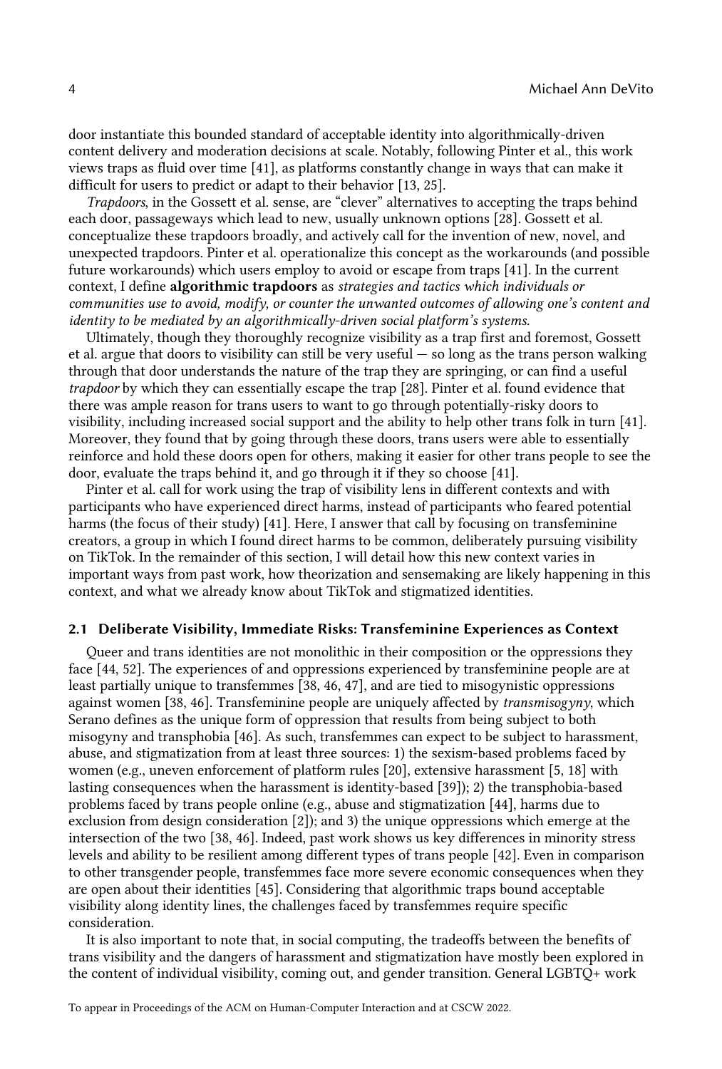door instantiate this bounded standard of acceptable identity into algorithmically-driven content delivery and moderation decisions at scale. Notably, following Pinter et al., this work views traps as fluid over time [41], as platforms constantly change in ways that can make it difficult for users to predict or adapt to their behavior [13, 25].

*Trapdoors*, in the Gossett et al. sense, are "clever" alternatives to accepting the traps behind each door, passageways which lead to new, usually unknown options [28]. Gossett et al. conceptualize these trapdoors broadly, and actively call for the invention of new, novel, and unexpected trapdoors. Pinter et al. operationalize this concept as the workarounds (and possible future workarounds) which users employ to avoid or escape from traps [41]. In the current context, I define **algorithmic trapdoors** as *strategies and tactics which individuals or communities use to avoid, modify, or counter the unwanted outcomes of allowing one's content and identity to be mediated by an algorithmically-driven social platform's systems.*

Ultimately, though they thoroughly recognize visibility as a trap first and foremost, Gossett et al. argue that doors to visibility can still be very useful — so long as the trans person walking through that door understands the nature of the trap they are springing, or can find a useful *trapdoor* by which they can essentially escape the trap [28]. Pinter et al. found evidence that there was ample reason for trans users to want to go through potentially-risky doors to visibility, including increased social support and the ability to help other trans folk in turn [41]. Moreover, they found that by going through these doors, trans users were able to essentially reinforce and hold these doors open for others, making it easier for other trans people to see the door, evaluate the traps behind it, and go through it if they so choose [41].

Pinter et al. call for work using the trap of visibility lens in different contexts and with participants who have experienced direct harms, instead of participants who feared potential harms (the focus of their study) [41]. Here, I answer that call by focusing on transfeminine creators, a group in which I found direct harms to be common, deliberately pursuing visibility on TikTok. In the remainder of this section, I will detail how this new context varies in important ways from past work, how theorization and sensemaking are likely happening in this context, and what we already know about TikTok and stigmatized identities.

### 2.1 Deliberate Visibility, Immediate Risks: Transfeminine Experiences as Context

Queer and trans identities are not monolithic in their composition or the oppressions they face [44, 52]. The experiences of and oppressions experienced by transfeminine people are at least partially unique to transfemmes [38, 46, 47], and are tied to misogynistic oppressions against women [38, 46]. Transfeminine people are uniquely affected by *transmisogyny*, which Serano defines as the unique form of oppression that results from being subject to both misogyny and transphobia [46]. As such, transfemmes can expect to be subject to harassment, abuse, and stigmatization from at least three sources: 1) the sexism-based problems faced by women (e.g., uneven enforcement of platform rules [20], extensive harassment [5, 18] with lasting consequences when the harassment is identity-based [39]); 2) the transphobia-based problems faced by trans people online (e.g., abuse and stigmatization [44], harms due to exclusion from design consideration [2]); and 3) the unique oppressions which emerge at the intersection of the two [38, 46]. Indeed, past work shows us key differences in minority stress levels and ability to be resilient among different types of trans people [42]. Even in comparison to other transgender people, transfemmes face more severe economic consequences when they are open about their identities [45]. Considering that algorithmic traps bound acceptable visibility along identity lines, the challenges faced by transfemmes require specific consideration.

It is also important to note that, in social computing, the tradeoffs between the benefits of trans visibility and the dangers of harassment and stigmatization have mostly been explored in the content of individual visibility, coming out, and gender transition. General LGBTQ+ work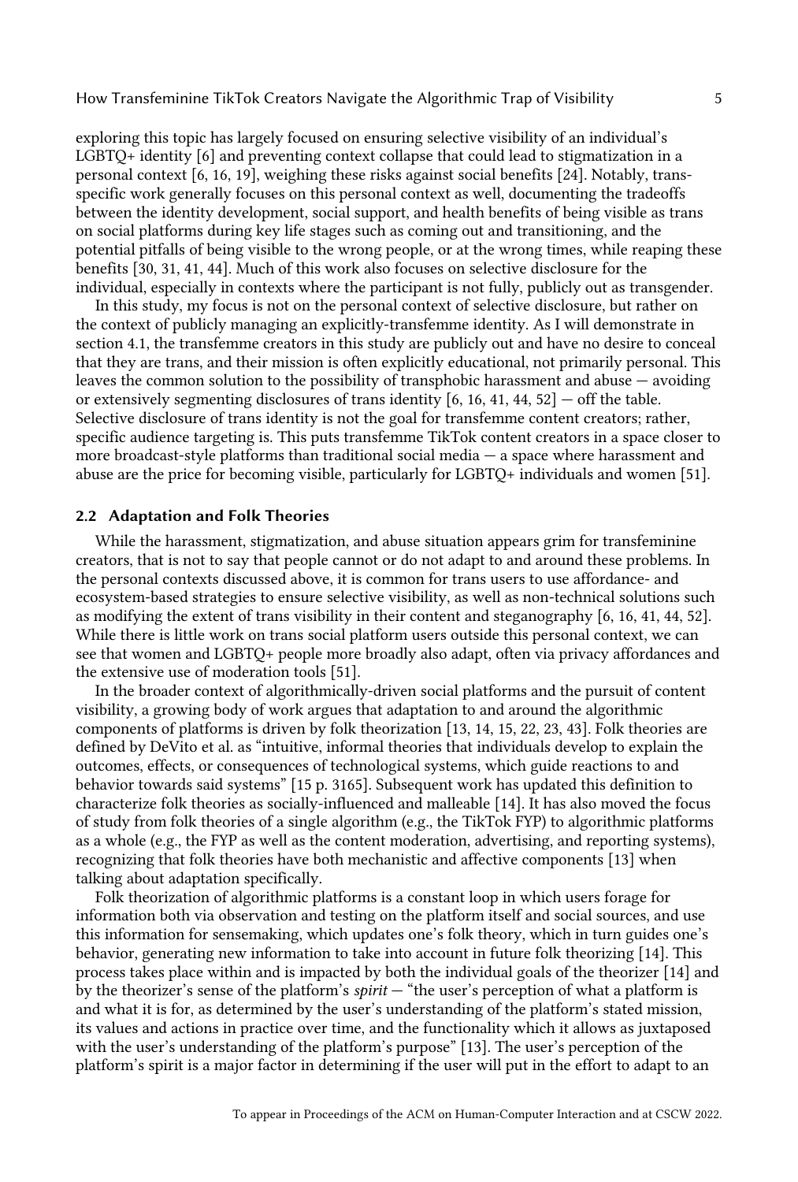exploring this topic has largely focused on ensuring selective visibility of an individual's LGBTQ+ identity [6] and preventing context collapse that could lead to stigmatization in a personal context [6, 16, 19], weighing these risks against social benefits [24]. Notably, trans-specific work generally focuses on this personal context as well, documenting the tradeoffs between the identity development, social support, and health benefits of being visible as trans on social platforms during key life stages such as coming out and transitioning, and the potential pitfalls of being visible to the wrong people, or at the wrong times, while reaping these benefits [30, 31, 41, 44]. Much of this work also focuses on selective disclosure for the individual, especially in contexts where the participant is not fully, publicly out as transgender.

In this study, my focus is not on the personal context of selective disclosure, but rather on the context of publicly managing an explicitly-transfemme identity. As I will demonstrate in section 4.1, the transfemme creators in this study are publicly out and have no desire to conceal that they are trans, and their mission is often explicitly educational, not primarily personal. This leaves the common solution to the possibility of transphobic harassment and abuse — avoiding or extensively segmenting disclosures of trans identity [6, 16, 41, 44, 52] — off the table. Selective disclosure of trans identity is not the goal for transfemme content creators; rather, specific audience targeting is. This puts transfemme TikTok content creators in a space closer to more broadcast-style platforms than traditional social media — a space where harassment and abuse are the price for becoming visible, particularly for LGBTQ+ individuals and women [51].

## 2.2 Adaptation and Folk Theories

While the harassment, stigmatization, and abuse situation appears grim for transfeminine creators, that is not to say that people cannot or do not adapt to and around these problems. In the personal contexts discussed above, it is common for trans users to use affordance- and ecosystem-based strategies to ensure selective visibility, as well as non-technical solutions such as modifying the extent of trans visibility in their content and steganography [6, 16, 41, 44, 52]. While there is little work on trans social platform users outside this personal context, we can see that women and LGBTQ+ people more broadly also adapt, often via privacy affordances and the extensive use of moderation tools [51].

In the broader context of algorithmically-driven social platforms and the pursuit of content visibility, a growing body of work argues that adaptation to and around the algorithmic components of platforms is driven by folk theorization [13, 14, 15, 22, 23, 43]. Folk theories are defined by DeVito et al. as "intuitive, informal theories that individuals develop to explain the outcomes, effects, or consequences of technological systems, which guide reactions to and behavior towards said systems" [15 p. 3165]. Subsequent work has updated this definition to characterize folk theories as socially-influenced and malleable [14]. It has also moved the focus of study from folk theories of a single algorithm (e.g., the TikTok FYP) to algorithmic platforms as a whole (e.g., the FYP as well as the content moderation, advertising, and reporting systems), recognizing that folk theories have both mechanistic and affective components [13] when talking about adaptation specifically.

Folk theorization of algorithmic platforms is a constant loop in which users forage for information both via observation and testing on the platform itself and social sources, and use this information for sensemaking, which updates one's folk theory, which in turn guides one's behavior, generating new information to take into account in future folk theorizing [14]. This process takes place within and is impacted by both the individual goals of the theorizer [14] and by the theorizer's sense of the platform's *spirit* — "the user's perception of what a platform is and what it is for, as determined by the user's understanding of the platform's stated mission, its values and actions in practice over time, and the functionality which it allows as juxtaposed with the user's understanding of the platform's purpose" [13]. The user's perception of the platform's spirit is a major factor in determining if the user will put in the effort to adapt to an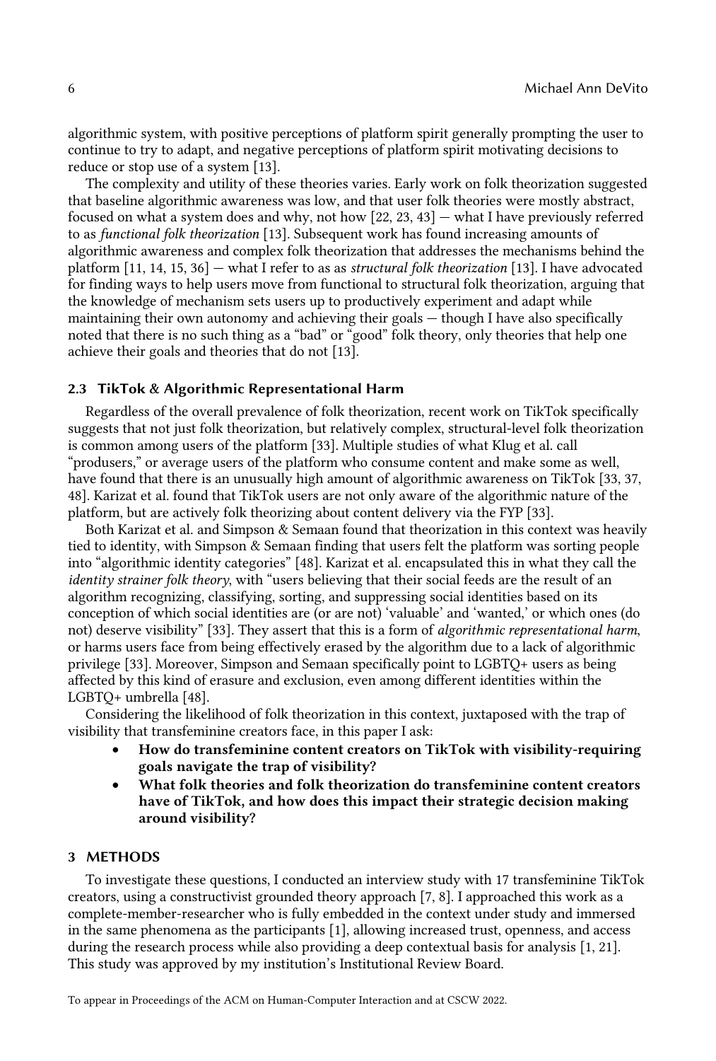algorithmic system, with positive perceptions of platform spirit generally prompting the user to continue to try to adapt, and negative perceptions of platform spirit motivating decisions to reduce or stop use of a system [13].

The complexity and utility of these theories varies. Early work on folk theorization suggested that baseline algorithmic awareness was low, and that user folk theories were mostly abstract, focused on what a system does and why, not how [22, 23, 43] — what I have previously referred to as *functional folk theorization* [13]. Subsequent work has found increasing amounts of algorithmic awareness and complex folk theorization that addresses the mechanisms behind the platform [11, 14, 15, 36] — what I refer to as as *structural folk theorization* [13]. I have advocated for finding ways to help users move from functional to structural folk theorization, arguing that the knowledge of mechanism sets users up to productively experiment and adapt while maintaining their own autonomy and achieving their goals — though I have also specifically noted that there is no such thing as a "bad" or "good" folk theory, only theories that help one achieve their goals and theories that do not [13].

### 2.3 TikTok & Algorithmic Representational Harm

Regardless of the overall prevalence of folk theorization, recent work on TikTok specifically suggests that not just folk theorization, but relatively complex, structural-level folk theorization is common among users of the platform [33]. Multiple studies of what Klug et al. call "produsers," or average users of the platform who consume content and make some as well, have found that there is an unusually high amount of algorithmic awareness on TikTok [33, 37, 48]. Karizat et al. found that TikTok users are not only aware of the algorithmic nature of the platform, but are actively folk theorizing about content delivery via the FYP [33].

Both Karizat et al. and Simpson & Semaan found that theorization in this context was heavily tied to identity, with Simpson & Semaan finding that users felt the platform was sorting people into "algorithmic identity categories" [48]. Karizat et al. encapsulated this in what they call the *identity strainer folk theory*, with "users believing that their social feeds are the result of an algorithm recognizing, classifying, sorting, and suppressing social identities based on its conception of which social identities are (or are not) 'valuable' and 'wanted,' or which ones (do not) deserve visibility" [33]. They assert that this is a form of *algorithmic representational harm*, or harms users face from being effectively erased by the algorithm due to a lack of algorithmic privilege [33]. Moreover, Simpson and Semaan specifically point to LGBTQ+ users as being affected by this kind of erasure and exclusion, even among different identities within the LGBTQ+ umbrella [48].

Considering the likelihood of folk theorization in this context, juxtaposed with the trap of visibility that transfeminine creators face, in this paper I ask:

- **How do transfeminine content creators on TikTok with visibility-requiring goals navigate the trap of visibility?**
- **What folk theories and folk theorization do transfeminine content creators have of TikTok, and how does this impact their strategic decision making around visibility?**

## 3 METHODS

To investigate these questions, I conducted an interview study with 17 transfeminine TikTok creators, using a constructivist grounded theory approach [7, 8]. I approached this work as a complete-member-researcher who is fully embedded in the context under study and immersed in the same phenomena as the participants [1], allowing increased trust, openness, and access during the research process while also providing a deep contextual basis for analysis [1, 21]. This study was approved by my institution's Institutional Review Board.

To appear in Proceedings of the ACM on Human-Computer Interaction and at CSCW 2022.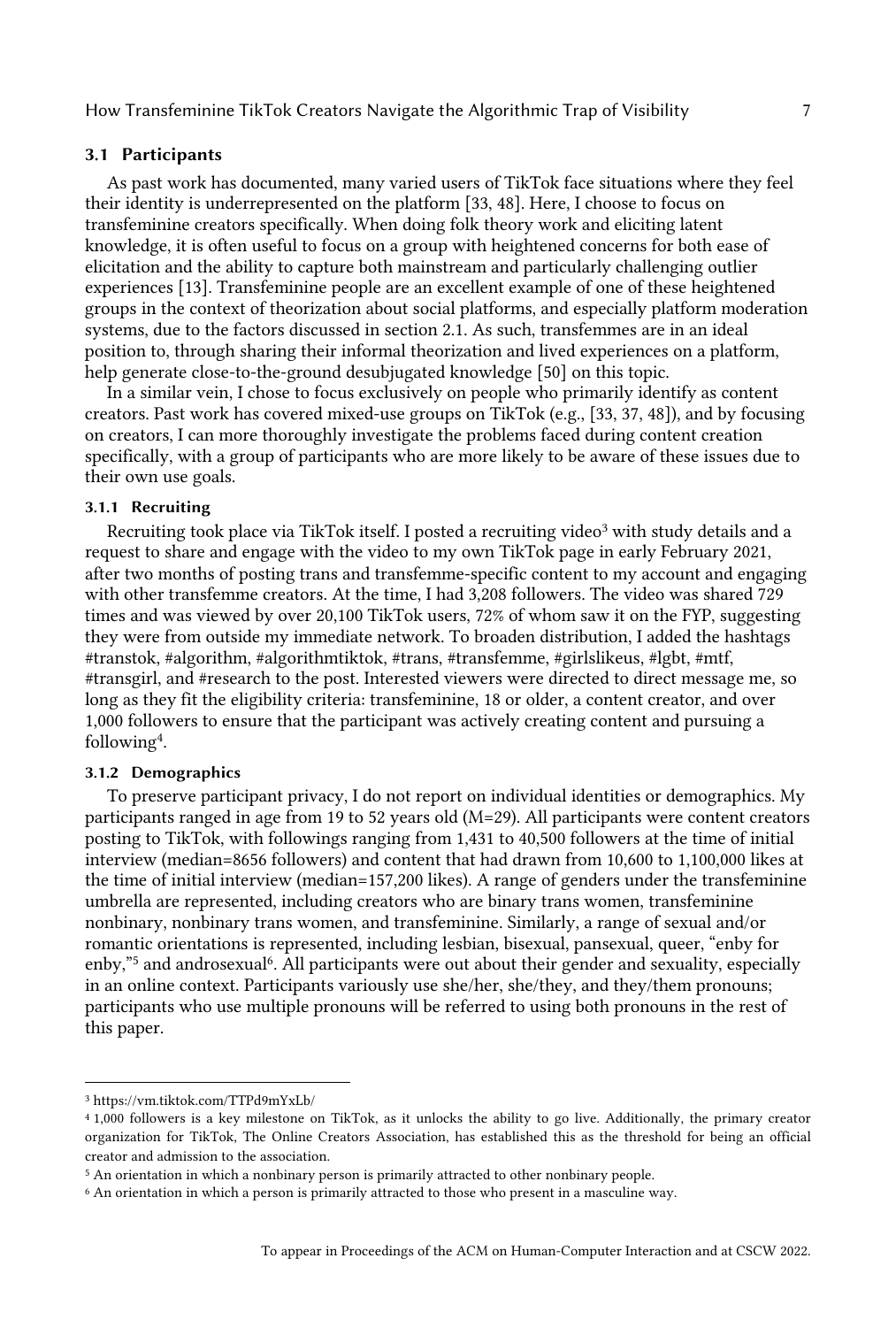### 3.1 Participants

As past work has documented, many varied users of TikTok face situations where they feel their identity is underrepresented on the platform [33, 48]. Here, I choose to focus on transfeminine creators specifically. When doing folk theory work and eliciting latent knowledge, it is often useful to focus on a group with heightened concerns for both ease of elicitation and the ability to capture both mainstream and particularly challenging outlier experiences [13]. Transfeminine people are an excellent example of one of these heightened groups in the context of theorization about social platforms, and especially platform moderation systems, due to the factors discussed in section 2.1. As such, transfemmes are in an ideal position to, through sharing their informal theorization and lived experiences on a platform, help generate close-to-the-ground desubjugated knowledge [50] on this topic.

In a similar vein, I chose to focus exclusively on people who primarily identify as content creators. Past work has covered mixed-use groups on TikTok (e.g., [33, 37, 48]), and by focusing on creators, I can more thoroughly investigate the problems faced during content creation specifically, with a group of participants who are more likely to be aware of these issues due to their own use goals.

#### 3.1.1 Recruiting

Recruiting took place via TikTok itself. I posted a recruiting video[3] with study details and a request to share and engage with the video to my own TikTok page in early February 2021, after two months of posting trans and transfemme-specific content to my account and engaging with other transfemme creators. At the time, I had 3,208 followers. The video was shared 729 times and was viewed by over 20,100 TikTok users, 72% of whom saw it on the FYP, suggesting they were from outside my immediate network. To broaden distribution, I added the hashtags #transtok, #algorithm, #algorithmtiktok, #trans, #transfemme, #girlslikeus, #lgbt, #mtf, #transgirl, and #research to the post. Interested viewers were directed to direct message me, so long as they fit the eligibility criteria: transfeminine, 18 or older, a content creator, and over 1,000 followers to ensure that the participant was actively creating content and pursuing a following[4].

#### 3.1.2 Demographics

To preserve participant privacy, I do not report on individual identities or demographics. My participants ranged in age from 19 to 52 years old (M=29). All participants were content creators posting to TikTok, with followings ranging from 1,431 to 40,500 followers at the time of initial interview (median=8656 followers) and content that had drawn from 10,600 to 1,100,000 likes at the time of initial interview (median=157,200 likes). A range of genders under the transfeminine umbrella are represented, including creators who are binary trans women, transfeminine nonbinary, nonbinary trans women, and transfeminine. Similarly, a range of sexual and/or romantic orientations is represented, including lesbian, bisexual, pansexual, queer, "enby for enby,"[5] and androsexual[6]. All participants were out about their gender and sexuality, especially in an online context. Participants variously use she/her, she/they, and they/them pronouns; participants who use multiple pronouns will be referred to using both pronouns in the rest of this paper.

---

[3] https://vm.tiktok.com/TTPd9mYxLb/

[4] 1,000 followers is a key milestone on TikTok, as it unlocks the ability to go live. Additionally, the primary creator organization for TikTok, The Online Creators Association, has established this as the threshold for being an official creator and admission to the association.

[5] An orientation in which a nonbinary person is primarily attracted to other nonbinary people.

[6] An orientation in which a person is primarily attracted to those who present in a masculine way.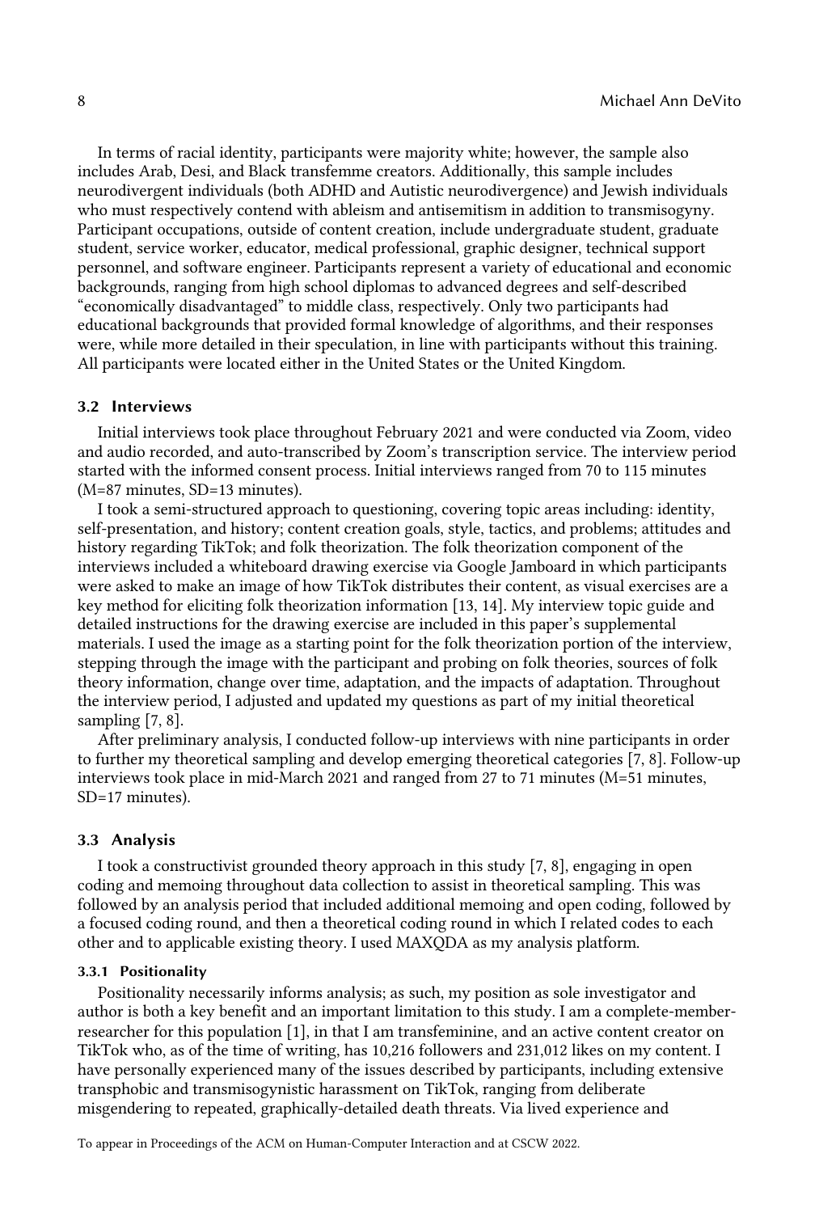In terms of racial identity, participants were majority white; however, the sample also includes Arab, Desi, and Black transfemme creators. Additionally, this sample includes neurodivergent individuals (both ADHD and Autistic neurodivergence) and Jewish individuals who must respectively contend with ableism and antisemitism in addition to transmisogyny. Participant occupations, outside of content creation, include undergraduate student, graduate student, service worker, educator, medical professional, graphic designer, technical support personnel, and software engineer. Participants represent a variety of educational and economic backgrounds, ranging from high school diplomas to advanced degrees and self-described "economically disadvantaged" to middle class, respectively. Only two participants had educational backgrounds that provided formal knowledge of algorithms, and their responses were, while more detailed in their speculation, in line with participants without this training. All participants were located either in the United States or the United Kingdom.

### 3.2 Interviews

Initial interviews took place throughout February 2021 and were conducted via Zoom, video and audio recorded, and auto-transcribed by Zoom's transcription service. The interview period started with the informed consent process. Initial interviews ranged from 70 to 115 minutes (M=87 minutes, SD=13 minutes).

I took a semi-structured approach to questioning, covering topic areas including: identity, self-presentation, and history; content creation goals, style, tactics, and problems; attitudes and history regarding TikTok; and folk theorization. The folk theorization component of the interviews included a whiteboard drawing exercise via Google Jamboard in which participants were asked to make an image of how TikTok distributes their content, as visual exercises are a key method for eliciting folk theorization information [13, 14]. My interview topic guide and detailed instructions for the drawing exercise are included in this paper's supplemental materials. I used the image as a starting point for the folk theorization portion of the interview, stepping through the image with the participant and probing on folk theories, sources of folk theory information, change over time, adaptation, and the impacts of adaptation. Throughout the interview period, I adjusted and updated my questions as part of my initial theoretical sampling [7, 8].

After preliminary analysis, I conducted follow-up interviews with nine participants in order to further my theoretical sampling and develop emerging theoretical categories [7, 8]. Follow-up interviews took place in mid-March 2021 and ranged from 27 to 71 minutes (M=51 minutes, SD=17 minutes).

### 3.3 Analysis

I took a constructivist grounded theory approach in this study [7, 8], engaging in open coding and memoing throughout data collection to assist in theoretical sampling. This was followed by an analysis period that included additional memoing and open coding, followed by a focused coding round, and then a theoretical coding round in which I related codes to each other and to applicable existing theory. I used MAXQDA as my analysis platform.

#### 3.3.1 Positionality

Positionality necessarily informs analysis; as such, my position as sole investigator and author is both a key benefit and an important limitation to this study. I am a complete-member-researcher for this population [1], in that I am transfeminine, and an active content creator on TikTok who, as of the time of writing, has 10,216 followers and 231,012 likes on my content. I have personally experienced many of the issues described by participants, including extensive transphobic and transmisogynistic harassment on TikTok, ranging from deliberate misgendering to repeated, graphically-detailed death threats. Via lived experience and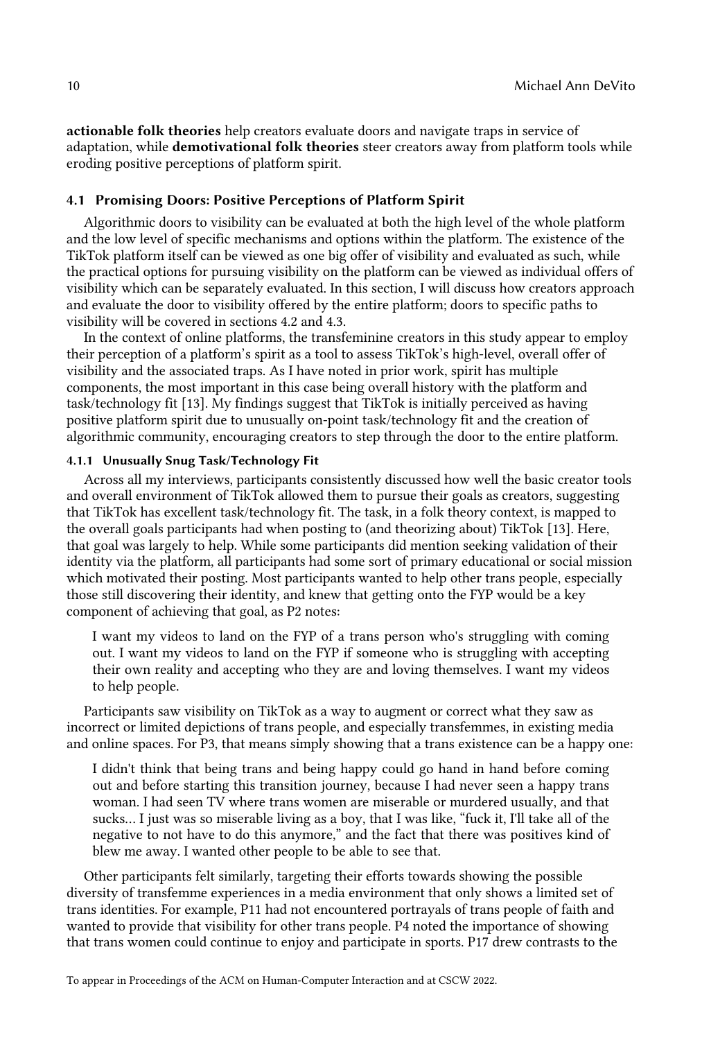**actionable folk theories** help creators evaluate doors and navigate traps in service of adaptation, while **demotivational folk theories** steer creators away from platform tools while eroding positive perceptions of platform spirit.

### 4.1 Promising Doors: Positive Perceptions of Platform Spirit

Algorithmic doors to visibility can be evaluated at both the high level of the whole platform and the low level of specific mechanisms and options within the platform. The existence of the TikTok platform itself can be viewed as one big offer of visibility and evaluated as such, while the practical options for pursuing visibility on the platform can be viewed as individual offers of visibility which can be separately evaluated. In this section, I will discuss how creators approach and evaluate the door to visibility offered by the entire platform; doors to specific paths to visibility will be covered in sections 4.2 and 4.3.

In the context of online platforms, the transfeminine creators in this study appear to employ their perception of a platform's spirit as a tool to assess TikTok's high-level, overall offer of visibility and the associated traps. As I have noted in prior work, spirit has multiple components, the most important in this case being overall history with the platform and task/technology fit [13]. My findings suggest that TikTok is initially perceived as having positive platform spirit due to unusually on-point task/technology fit and the creation of algorithmic community, encouraging creators to step through the door to the entire platform.

#### 4.1.1 Unusually Snug Task/Technology Fit

Across all my interviews, participants consistently discussed how well the basic creator tools and overall environment of TikTok allowed them to pursue their goals as creators, suggesting that TikTok has excellent task/technology fit. The task, in a folk theory context, is mapped to the overall goals participants had when posting to (and theorizing about) TikTok [13]. Here, that goal was largely to help. While some participants did mention seeking validation of their identity via the platform, all participants had some sort of primary educational or social mission which motivated their posting. Most participants wanted to help other trans people, especially those still discovering their identity, and knew that getting onto the FYP would be a key component of achieving that goal, as P2 notes:

> I want my videos to land on the FYP of a trans person who's struggling with coming out. I want my videos to land on the FYP if someone who is struggling with accepting their own reality and accepting who they are and loving themselves. I want my videos to help people.

Participants saw visibility on TikTok as a way to augment or correct what they saw as incorrect or limited depictions of trans people, and especially transfemmes, in existing media and online spaces. For P3, that means simply showing that a trans existence can be a happy one:

> I didn't think that being trans and being happy could go hand in hand before coming out and before starting this transition journey, because I had never seen a happy trans woman. I had seen TV where trans women are miserable or murdered usually, and that sucks... I just was so miserable living as a boy, that I was like, "fuck it, I'll take all of the negative to not have to do this anymore," and the fact that there was positives kind of blew me away. I wanted other people to be able to see that.

Other participants felt similarly, targeting their efforts towards showing the possible diversity of transfemme experiences in a media environment that only shows a limited set of trans identities. For example, P11 had not encountered portrayals of trans people of faith and wanted to provide that visibility for other trans people. P4 noted the importance of showing that trans women could continue to enjoy and participate in sports. P17 drew contrasts to the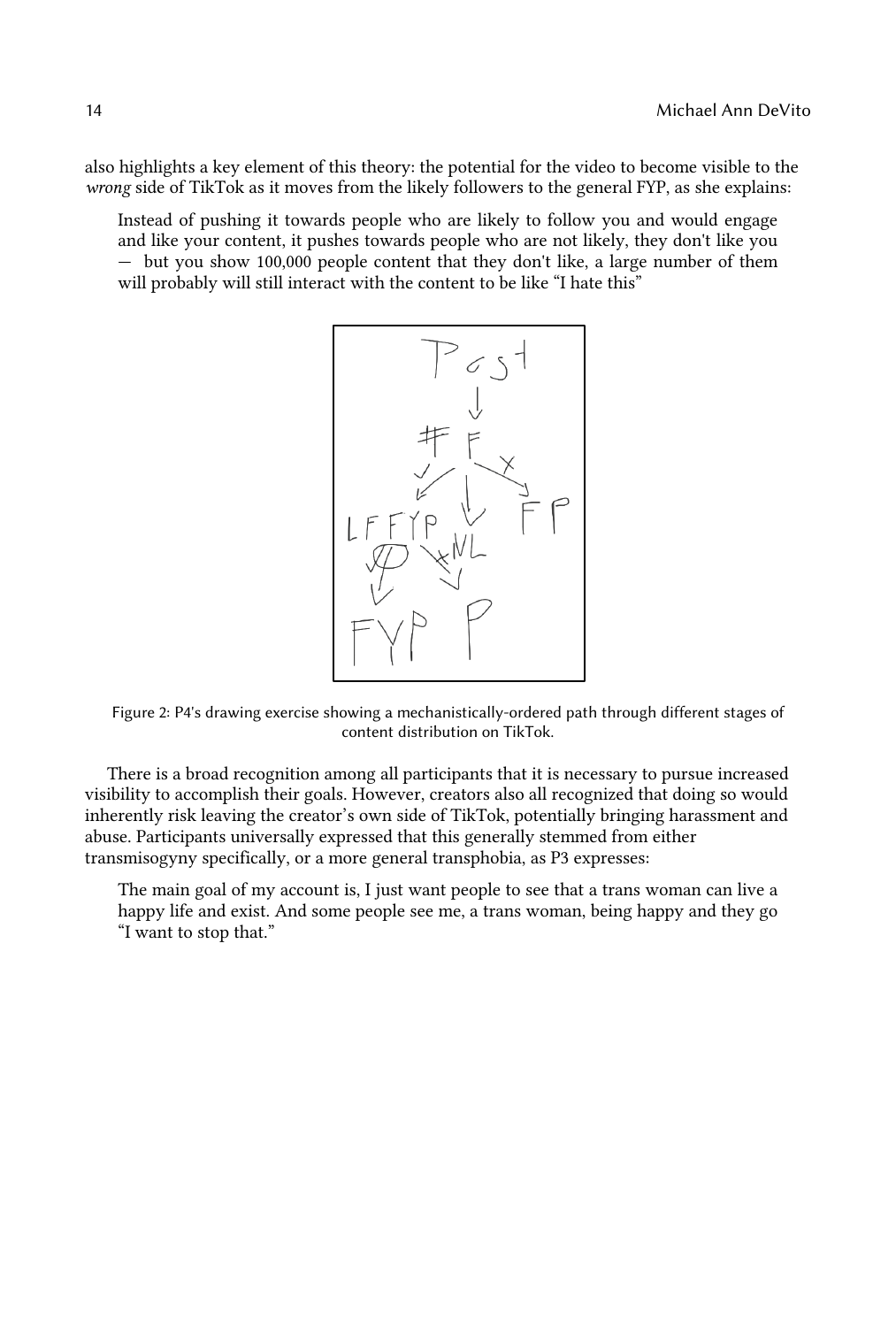also highlights a key element of this theory: the potential for the video to become visible to the *wrong* side of TikTok as it moves from the likely followers to the general FYP, as she explains:

> Instead of pushing it towards people who are likely to follow you and would engage and like your content, it pushes towards people who are not likely, they don't like you — but you show 100,000 people content that they don't like, a large number of them will probably will still interact with the content to be like "I hate this"

Figure 2: P4's drawing exercise showing a mechanistically-ordered path through different stages of content distribution on TikTok.

There is a broad recognition among all participants that it is necessary to pursue increased visibility to accomplish their goals. However, creators also all recognized that doing so would inherently risk leaving the creator's own side of TikTok, potentially bringing harassment and abuse. Participants universally expressed that this generally stemmed from either transmisogyny specifically, or a more general transphobia, as P3 expresses:

> The main goal of my account is, I just want people to see that a trans woman can live a happy life and exist. And some people see me, a trans woman, being happy and they go "I want to stop that."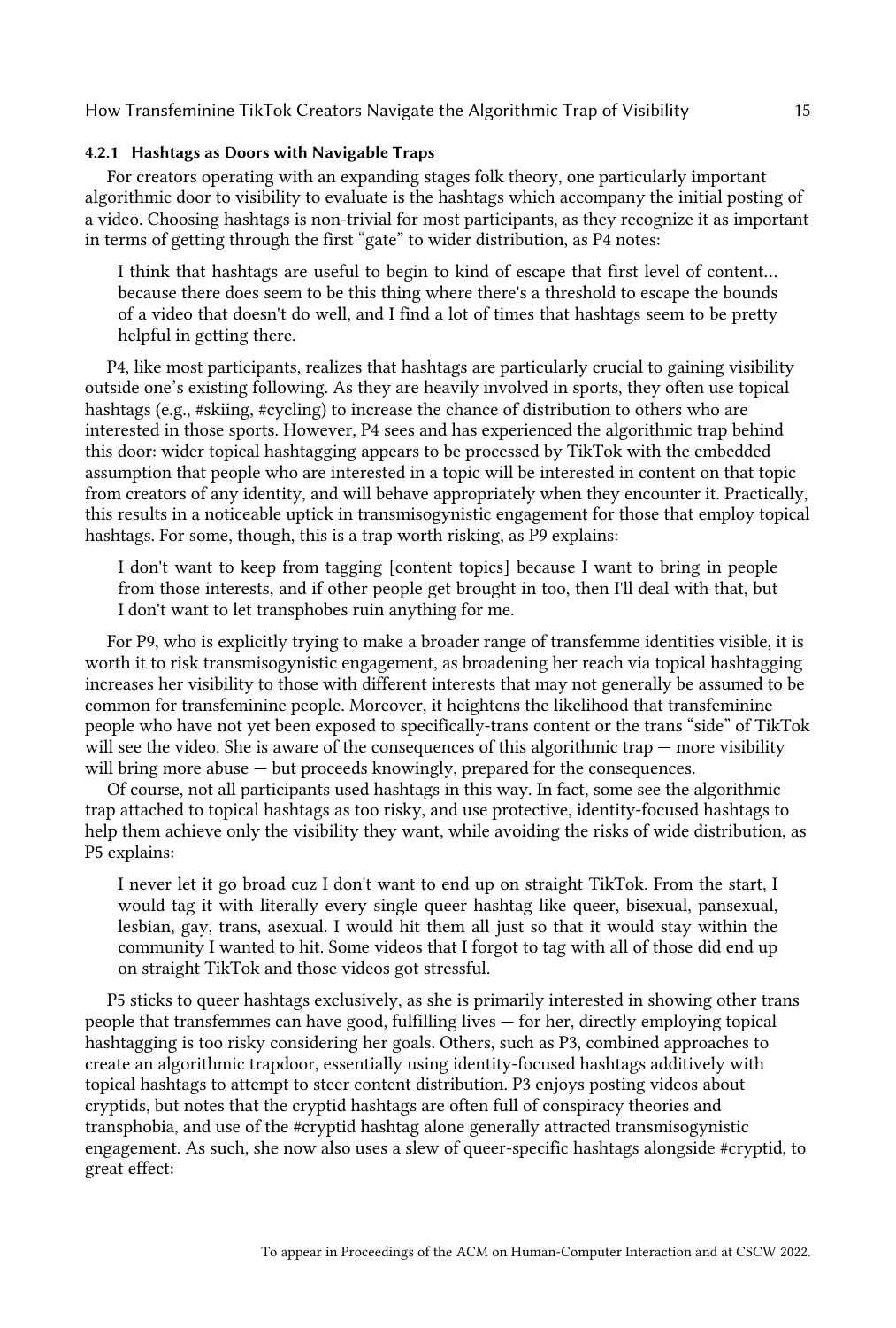#### 4.2.1 Hashtags as Doors with Navigable Traps

For creators operating with an expanding stages folk theory, one particularly important algorithmic door to visibility to evaluate is the hashtags which accompany the initial posting of a video. Choosing hashtags is non-trivial for most participants, as they recognize it as important in terms of getting through the first "gate" to wider distribution, as P4 notes:

> I think that hashtags are useful to begin to kind of escape that first level of content... because there does seem to be this thing where there's a threshold to escape the bounds of a video that doesn't do well, and I find a lot of times that hashtags seem to be pretty helpful in getting there.

P4, like most participants, realizes that hashtags are particularly crucial to gaining visibility outside one's existing following. As they are heavily involved in sports, they often use topical hashtags (e.g., #skiing, #cycling) to increase the chance of distribution to others who are interested in those sports. However, P4 sees and has experienced the algorithmic trap behind this door: wider topical hashtagging appears to be processed by TikTok with the embedded assumption that people who are interested in a topic will be interested in content on that topic from creators of any identity, and will behave appropriately when they encounter it. Practically, this results in a noticeable uptick in transmisogynistic engagement for those that employ topical hashtags. For some, though, this is a trap worth risking, as P9 explains:

> I don't want to keep from tagging [content topics] because I want to bring in people from those interests, and if other people get brought in too, then I'll deal with that, but I don't want to let transphobes ruin anything for me.

For P9, who is explicitly trying to make a broader range of transfemme identities visible, it is worth it to risk transmisogynistic engagement, as broadening her reach via topical hashtagging increases her visibility to those with different interests that may not generally be assumed to be common for transfeminine people. Moreover, it heightens the likelihood that transfeminine people who have not yet been exposed to specifically-trans content or the trans "side" of TikTok will see the video. She is aware of the consequences of this algorithmic trap — more visibility will bring more abuse — but proceeds knowingly, prepared for the consequences.

Of course, not all participants used hashtags in this way. In fact, some see the algorithmic trap attached to topical hashtags as too risky, and use protective, identity-focused hashtags to help them achieve only the visibility they want, while avoiding the risks of wide distribution, as P5 explains:

> I never let it go broad cuz I don't want to end up on straight TikTok. From the start, I would tag it with literally every single queer hashtag like queer, bisexual, pansexual, lesbian, gay, trans, asexual. I would hit them all just so that it would stay within the community I wanted to hit. Some videos that I forgot to tag with all of those did end up on straight TikTok and those videos got stressful.

P5 sticks to queer hashtags exclusively, as she is primarily interested in showing other trans people that transfemmes can have good, fulfilling lives — for her, directly employing topical hashtagging is too risky considering her goals. Others, such as P3, combined approaches to create an algorithmic trapdoor, essentially using identity-focused hashtags additively with topical hashtags to attempt to steer content distribution. P3 enjoys posting videos about cryptids, but notes that the cryptid hashtags are often full of conspiracy theories and transphobia, and use of the #cryptid hashtag alone generally attracted transmisogynistic engagement. As such, she now also uses a slew of queer-specific hashtags alongside #cryptid, to great effect: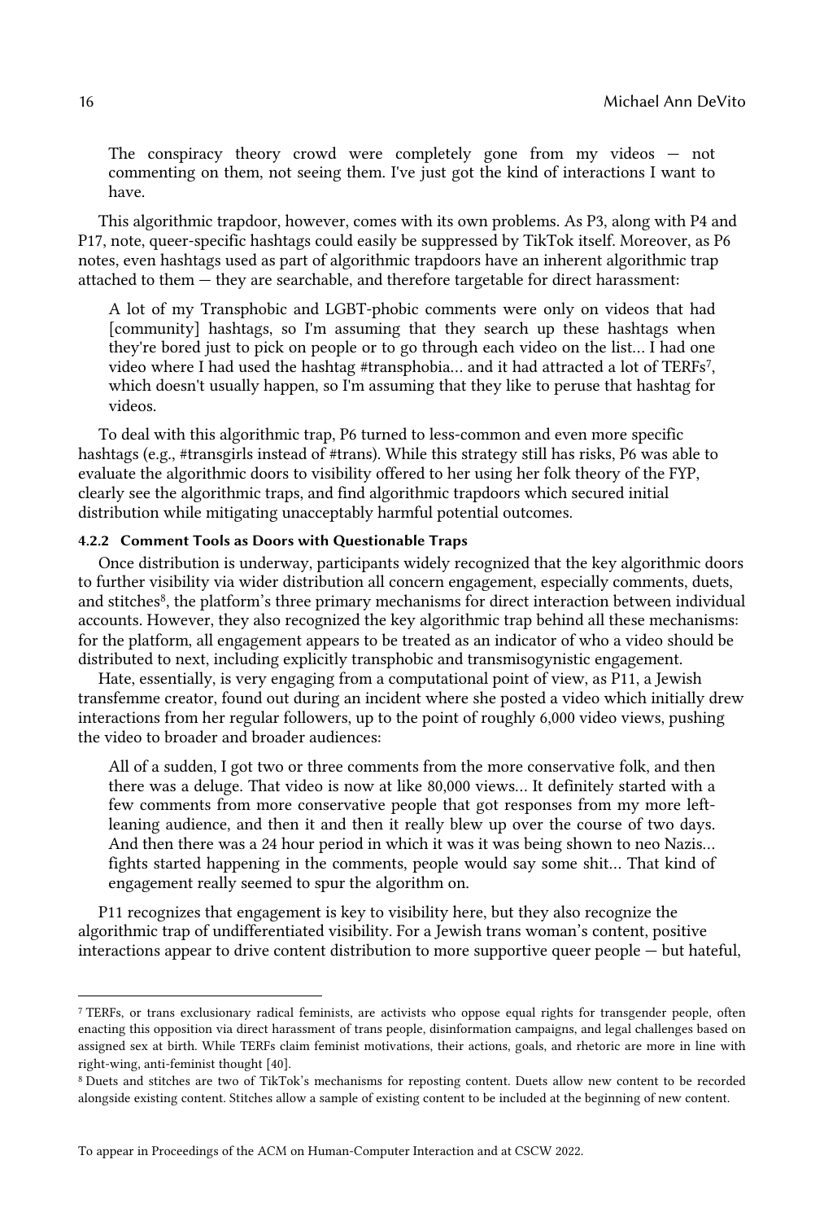> The conspiracy theory crowd were completely gone from my videos — not commenting on them, not seeing them. I've just got the kind of interactions I want to have.

This algorithmic trapdoor, however, comes with its own problems. As P3, along with P4 and P17, note, queer-specific hashtags could easily be suppressed by TikTok itself. Moreover, as P6 notes, even hashtags used as part of algorithmic trapdoors have an inherent algorithmic trap attached to them — they are searchable, and therefore targetable for direct harassment:

> A lot of my Transphobic and LGBT-phobic comments were only on videos that had [community] hashtags, so I'm assuming that they search up these hashtags when they're bored just to pick on people or to go through each video on the list… I had one video where I had used the hashtag #transphobia… and it had attracted a lot of TERFs[7], which doesn't usually happen, so I'm assuming that they like to peruse that hashtag for videos.

To deal with this algorithmic trap, P6 turned to less-common and even more specific hashtags (e.g., #transgirls instead of #trans). While this strategy still has risks, P6 was able to evaluate the algorithmic doors to visibility offered to her using her folk theory of the FYP, clearly see the algorithmic traps, and find algorithmic trapdoors which secured initial distribution while mitigating unacceptably harmful potential outcomes.

#### 4.2.2 Comment Tools as Doors with Questionable Traps

Once distribution is underway, participants widely recognized that the key algorithmic doors to further visibility via wider distribution all concern engagement, especially comments, duets, and stitches[8], the platform's three primary mechanisms for direct interaction between individual accounts. However, they also recognized the key algorithmic trap behind all these mechanisms: for the platform, all engagement appears to be treated as an indicator of who a video should be distributed to next, including explicitly transphobic and transmisogynistic engagement.

Hate, essentially, is very engaging from a computational point of view, as P11, a Jewish transfemme creator, found out during an incident where she posted a video which initially drew interactions from her regular followers, up to the point of roughly 6,000 video views, pushing the video to broader and broader audiences:

> All of a sudden, I got two or three comments from the more conservative folk, and then there was a deluge. That video is now at like 80,000 views… It definitely started with a few comments from more conservative people that got responses from my more left-leaning audience, and then it and then it really blew up over the course of two days. And then there was a 24 hour period in which it was it was being shown to neo Nazis… fights started happening in the comments, people would say some shit… That kind of engagement really seemed to spur the algorithm on.

P11 recognizes that engagement is key to visibility here, but they also recognize the algorithmic trap of undifferentiated visibility. For a Jewish trans woman's content, positive interactions appear to drive content distribution to more supportive queer people — but hateful,

---

[7] TERFs, or trans exclusionary radical feminists, are activists who oppose equal rights for transgender people, often enacting this opposition via direct harassment of trans people, disinformation campaigns, and legal challenges based on assigned sex at birth. While TERFs claim feminist motivations, their actions, goals, and rhetoric are more in line with right-wing, anti-feminist thought [40].

[8] Duets and stitches are two of TikTok's mechanisms for reposting content. Duets allow new content to be recorded alongside existing content. Stitches allow a sample of existing content to be included at the beginning of new content.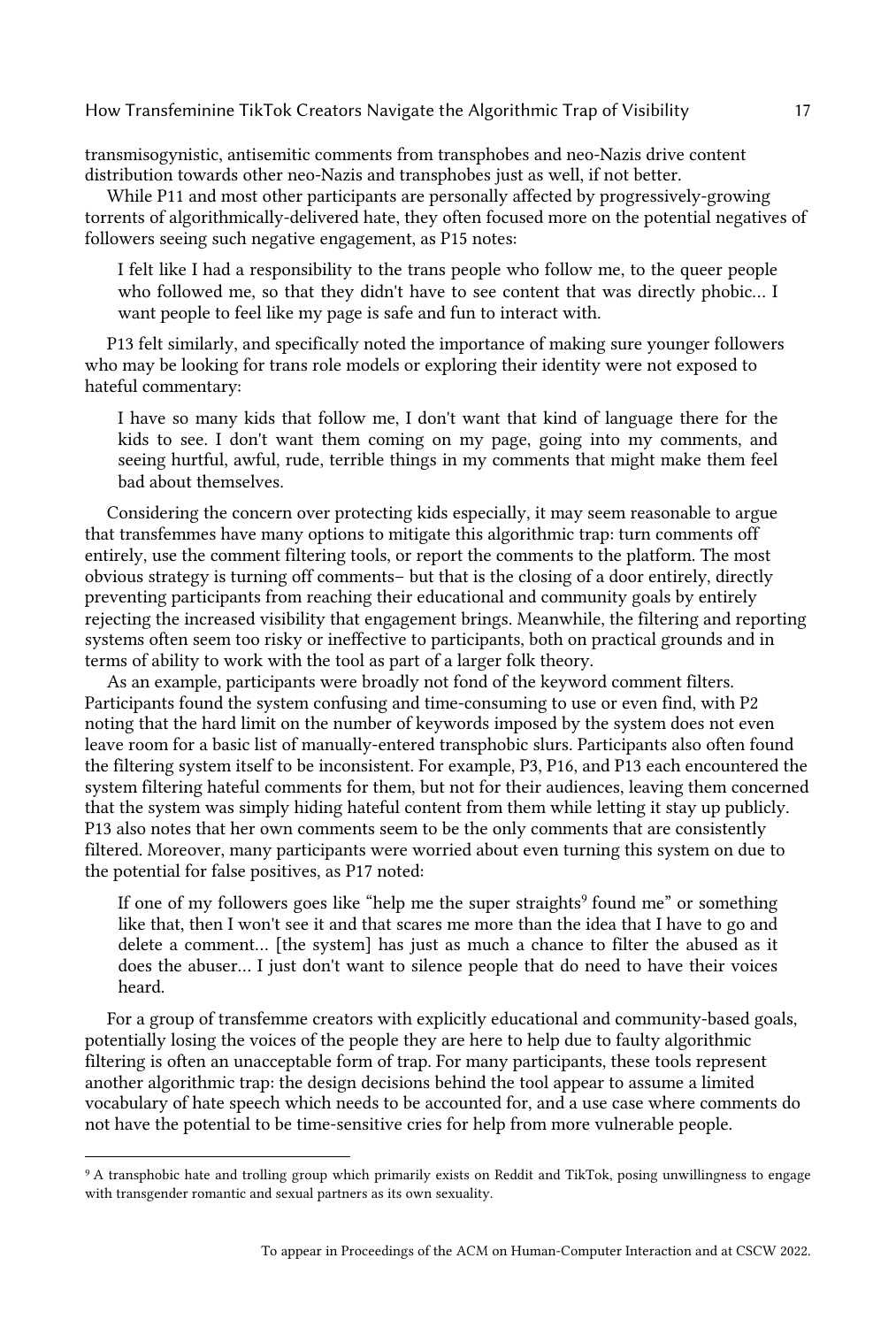transmisogynistic, antisemitic comments from transphobes and neo-Nazis drive content distribution towards other neo-Nazis and transphobes just as well, if not better.

While P11 and most other participants are personally affected by progressively-growing torrents of algorithmically-delivered hate, they often focused more on the potential negatives of followers seeing such negative engagement, as P15 notes:

> I felt like I had a responsibility to the trans people who follow me, to the queer people who followed me, so that they didn't have to see content that was directly phobic… I want people to feel like my page is safe and fun to interact with.

P13 felt similarly, and specifically noted the importance of making sure younger followers who may be looking for trans role models or exploring their identity were not exposed to hateful commentary:

> I have so many kids that follow me, I don't want that kind of language there for the kids to see. I don't want them coming on my page, going into my comments, and seeing hurtful, awful, rude, terrible things in my comments that might make them feel bad about themselves.

Considering the concern over protecting kids especially, it may seem reasonable to argue that transfemmes have many options to mitigate this algorithmic trap: turn comments off entirely, use the comment filtering tools, or report the comments to the platform. The most obvious strategy is turning off comments– but that is the closing of a door entirely, directly preventing participants from reaching their educational and community goals by entirely rejecting the increased visibility that engagement brings. Meanwhile, the filtering and reporting systems often seem too risky or ineffective to participants, both on practical grounds and in terms of ability to work with the tool as part of a larger folk theory.

As an example, participants were broadly not fond of the keyword comment filters. Participants found the system confusing and time-consuming to use or even find, with P2 noting that the hard limit on the number of keywords imposed by the system does not even leave room for a basic list of manually-entered transphobic slurs. Participants also often found the filtering system itself to be inconsistent. For example, P3, P16, and P13 each encountered the system filtering hateful comments for them, but not for their audiences, leaving them concerned that the system was simply hiding hateful content from them while letting it stay up publicly. P13 also notes that her own comments seem to be the only comments that are consistently filtered. Moreover, many participants were worried about even turning this system on due to the potential for false positives, as P17 noted:

> If one of my followers goes like "help me the super straights[9] found me" or something like that, then I won't see it and that scares me more than the idea that I have to go and delete a comment… [the system] has just as much a chance to filter the abused as it does the abuser… I just don't want to silence people that do need to have their voices heard.

For a group of transfemme creators with explicitly educational and community-based goals, potentially losing the voices of the people they are here to help due to faulty algorithmic filtering is often an unacceptable form of trap. For many participants, these tools represent another algorithmic trap: the design decisions behind the tool appear to assume a limited vocabulary of hate speech which needs to be accounted for, and a use case where comments do not have the potential to be time-sensitive cries for help from more vulnerable people.

---

[9] A transphobic hate and trolling group which primarily exists on Reddit and TikTok, posing unwillingness to engage with transgender romantic and sexual partners as its own sexuality.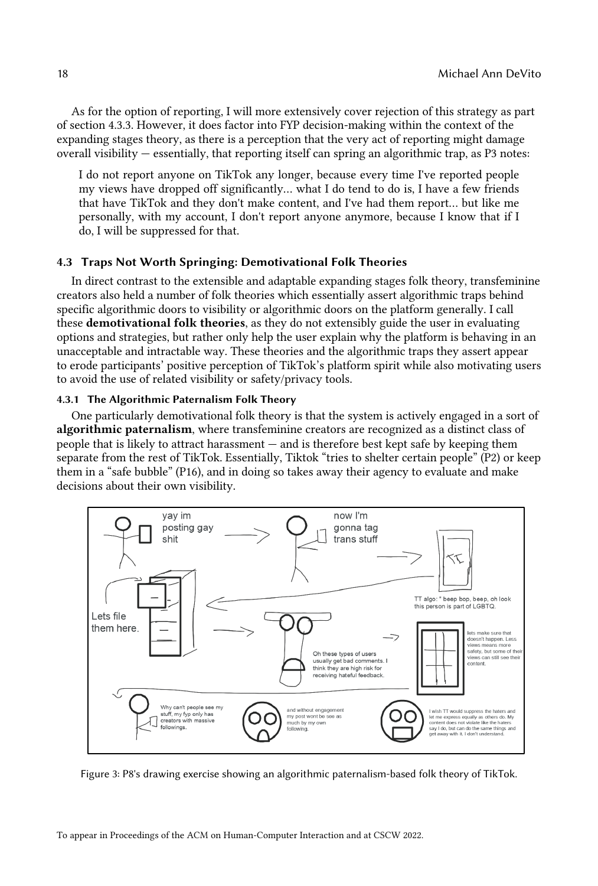As for the option of reporting, I will more extensively cover rejection of this strategy as part of section 4.3.3. However, it does factor into FYP decision-making within the context of the expanding stages theory, as there is a perception that the very act of reporting might damage overall visibility — essentially, that reporting itself can spring an algorithmic trap, as P3 notes:

> I do not report anyone on TikTok any longer, because every time I've reported people my views have dropped off significantly... what I do tend to do is, I have a few friends that have TikTok and they don't make content, and I've had them report... but like me personally, with my account, I don't report anyone anymore, because I know that if I do, I will be suppressed for that.

### 4.3 Traps Not Worth Springing: Demotivational Folk Theories

In direct contrast to the extensible and adaptable expanding stages folk theory, transfeminine creators also held a number of folk theories which essentially assert algorithmic traps behind specific algorithmic doors to visibility or algorithmic doors on the platform generally. I call these **demotivational folk theories**, as they do not extensibly guide the user in evaluating options and strategies, but rather only help the user explain why the platform is behaving in an unacceptable and intractable way. These theories and the algorithmic traps they assert appear to erode participants' positive perception of TikTok's platform spirit while also motivating users to avoid the use of related visibility or safety/privacy tools.

#### 4.3.1 The Algorithmic Paternalism Folk Theory

One particularly demotivational folk theory is that the system is actively engaged in a sort of **algorithmic paternalism**, where transfeminine creators are recognized as a distinct class of people that is likely to attract harassment — and is therefore best kept safe by keeping them separate from the rest of TikTok. Essentially, Tiktok "tries to shelter certain people" (P2) or keep them in a "safe bubble" (P16), and in doing so takes away their agency to evaluate and make decisions about their own visibility.

Figure 3: P8's drawing exercise showing an algorithmic paternalism-based folk theory of TikTok.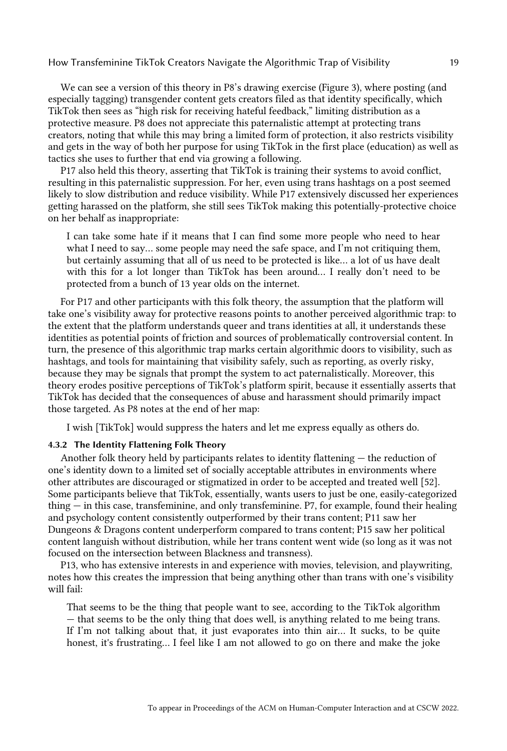We can see a version of this theory in P8's drawing exercise (Figure 3), where posting (and especially tagging) transgender content gets creators filed as that identity specifically, which TikTok then sees as "high risk for receiving hateful feedback," limiting distribution as a protective measure. P8 does not appreciate this paternalistic attempt at protecting trans creators, noting that while this may bring a limited form of protection, it also restricts visibility and gets in the way of both her purpose for using TikTok in the first place (education) as well as tactics she uses to further that end via growing a following.

P17 also held this theory, asserting that TikTok is training their systems to avoid conflict, resulting in this paternalistic suppression. For her, even using trans hashtags on a post seemed likely to slow distribution and reduce visibility. While P17 extensively discussed her experiences getting harassed on the platform, she still sees TikTok making this potentially-protective choice on her behalf as inappropriate:

> I can take some hate if it means that I can find some more people who need to hear what I need to say... some people may need the safe space, and I'm not critiquing them, but certainly assuming that all of us need to be protected is like... a lot of us have dealt with this for a lot longer than TikTok has been around... I really don't need to be protected from a bunch of 13 year olds on the internet.

For P17 and other participants with this folk theory, the assumption that the platform will take one's visibility away for protective reasons points to another perceived algorithmic trap: to the extent that the platform understands queer and trans identities at all, it understands these identities as potential points of friction and sources of problematically controversial content. In turn, the presence of this algorithmic trap marks certain algorithmic doors to visibility, such as hashtags, and tools for maintaining that visibility safely, such as reporting, as overly risky, because they may be signals that prompt the system to act paternalistically. Moreover, this theory erodes positive perceptions of TikTok's platform spirit, because it essentially asserts that TikTok has decided that the consequences of abuse and harassment should primarily impact those targeted. As P8 notes at the end of her map:

> I wish [TikTok] would suppress the haters and let me express equally as others do.

#### 4.3.2 The Identity Flattening Folk Theory

Another folk theory held by participants relates to identity flattening — the reduction of one's identity down to a limited set of socially acceptable attributes in environments where other attributes are discouraged or stigmatized in order to be accepted and treated well [52]. Some participants believe that TikTok, essentially, wants users to just be one, easily-categorized thing — in this case, transfeminine, and only transfeminine. P7, for example, found their healing and psychology content consistently outperformed by their trans content; P11 saw her Dungeons & Dragons content underperform compared to trans content; P15 saw her political content languish without distribution, while her trans content went wide (so long as it was not focused on the intersection between Blackness and transness).

P13, who has extensive interests in and experience with movies, television, and playwriting, notes how this creates the impression that being anything other than trans with one's visibility will fail:

> That seems to be the thing that people want to see, according to the TikTok algorithm — that seems to be the only thing that does well, is anything related to me being trans. If I'm not talking about that, it just evaporates into thin air... It sucks, to be quite honest, it's frustrating... I feel like I am not allowed to go on there and make the joke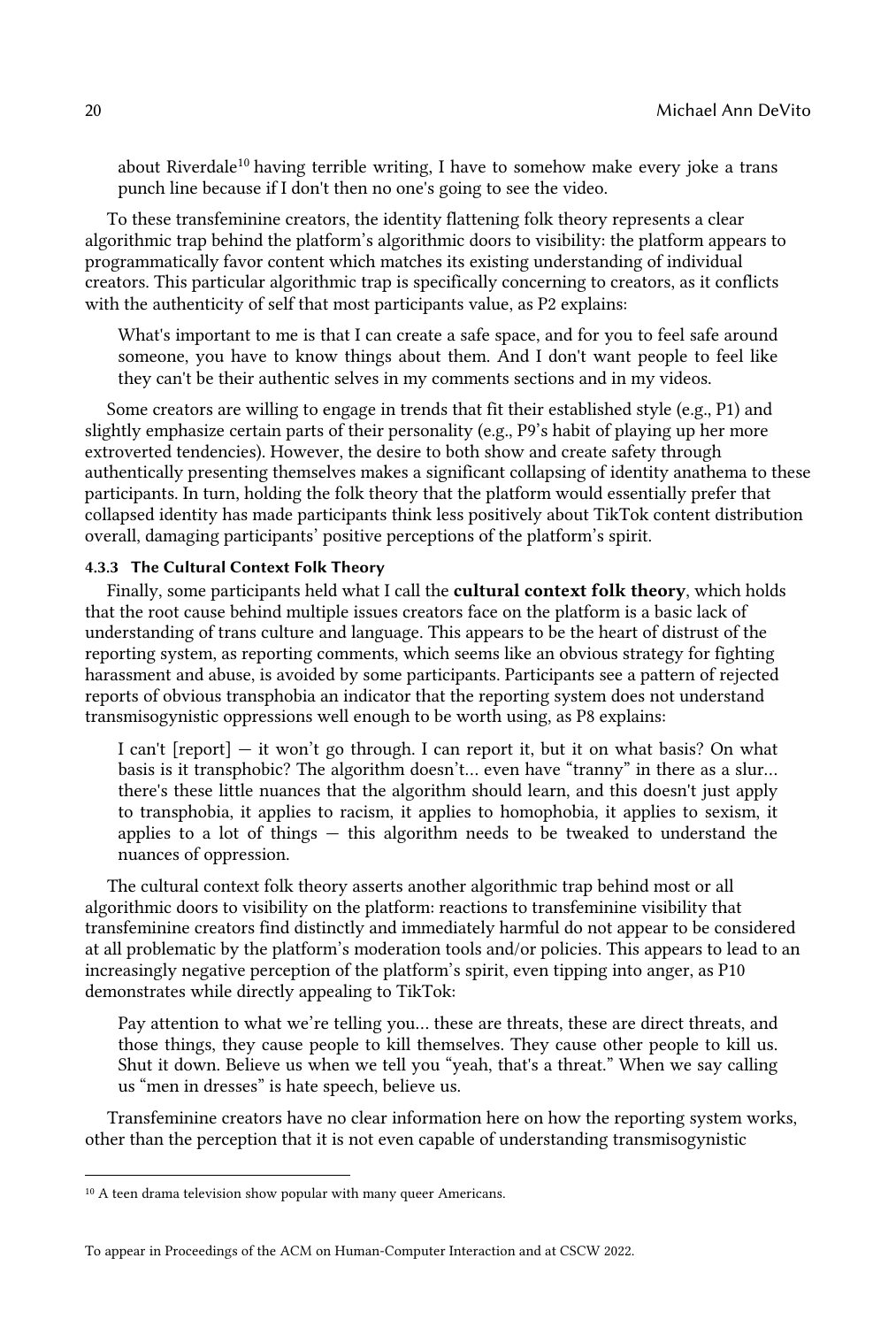about Riverdale[10] having terrible writing, I have to somehow make every joke a trans punch line because if I don't then no one's going to see the video.

To these transfeminine creators, the identity flattening folk theory represents a clear algorithmic trap behind the platform's algorithmic doors to visibility: the platform appears to programmatically favor content which matches its existing understanding of individual creators. This particular algorithmic trap is specifically concerning to creators, as it conflicts with the authenticity of self that most participants value, as P2 explains:

> What's important to me is that I can create a safe space, and for you to feel safe around someone, you have to know things about them. And I don't want people to feel like they can't be their authentic selves in my comments sections and in my videos.

Some creators are willing to engage in trends that fit their established style (e.g., P1) and slightly emphasize certain parts of their personality (e.g., P9's habit of playing up her more extroverted tendencies). However, the desire to both show and create safety through authentically presenting themselves makes a significant collapsing of identity anathema to these participants. In turn, holding the folk theory that the platform would essentially prefer that collapsed identity has made participants think less positively about TikTok content distribution overall, damaging participants' positive perceptions of the platform's spirit.

#### 4.3.3 The Cultural Context Folk Theory

Finally, some participants held what I call the **cultural context folk theory**, which holds that the root cause behind multiple issues creators face on the platform is a basic lack of understanding of trans culture and language. This appears to be the heart of distrust of the reporting system, as reporting comments, which seems like an obvious strategy for fighting harassment and abuse, is avoided by some participants. Participants see a pattern of rejected reports of obvious transphobia an indicator that the reporting system does not understand transmisogynistic oppressions well enough to be worth using, as P8 explains:

> I can't [report] — it won't go through. I can report it, but it on what basis? On what basis is it transphobic? The algorithm doesn't… even have "tranny" in there as a slur… there's these little nuances that the algorithm should learn, and this doesn't just apply to transphobia, it applies to racism, it applies to homophobia, it applies to sexism, it applies to a lot of things — this algorithm needs to be tweaked to understand the nuances of oppression.

The cultural context folk theory asserts another algorithmic trap behind most or all algorithmic doors to visibility on the platform: reactions to transfeminine visibility that transfeminine creators find distinctly and immediately harmful do not appear to be considered at all problematic by the platform's moderation tools and/or policies. This appears to lead to an increasingly negative perception of the platform's spirit, even tipping into anger, as P10 demonstrates while directly appealing to TikTok:

> Pay attention to what we're telling you… these are threats, these are direct threats, and those things, they cause people to kill themselves. They cause other people to kill us. Shut it down. Believe us when we tell you "yeah, that's a threat." When we say calling us "men in dresses" is hate speech, believe us.

Transfeminine creators have no clear information here on how the reporting system works, other than the perception that it is not even capable of understanding transmisogynistic

---

[10] A teen drama television show popular with many queer Americans.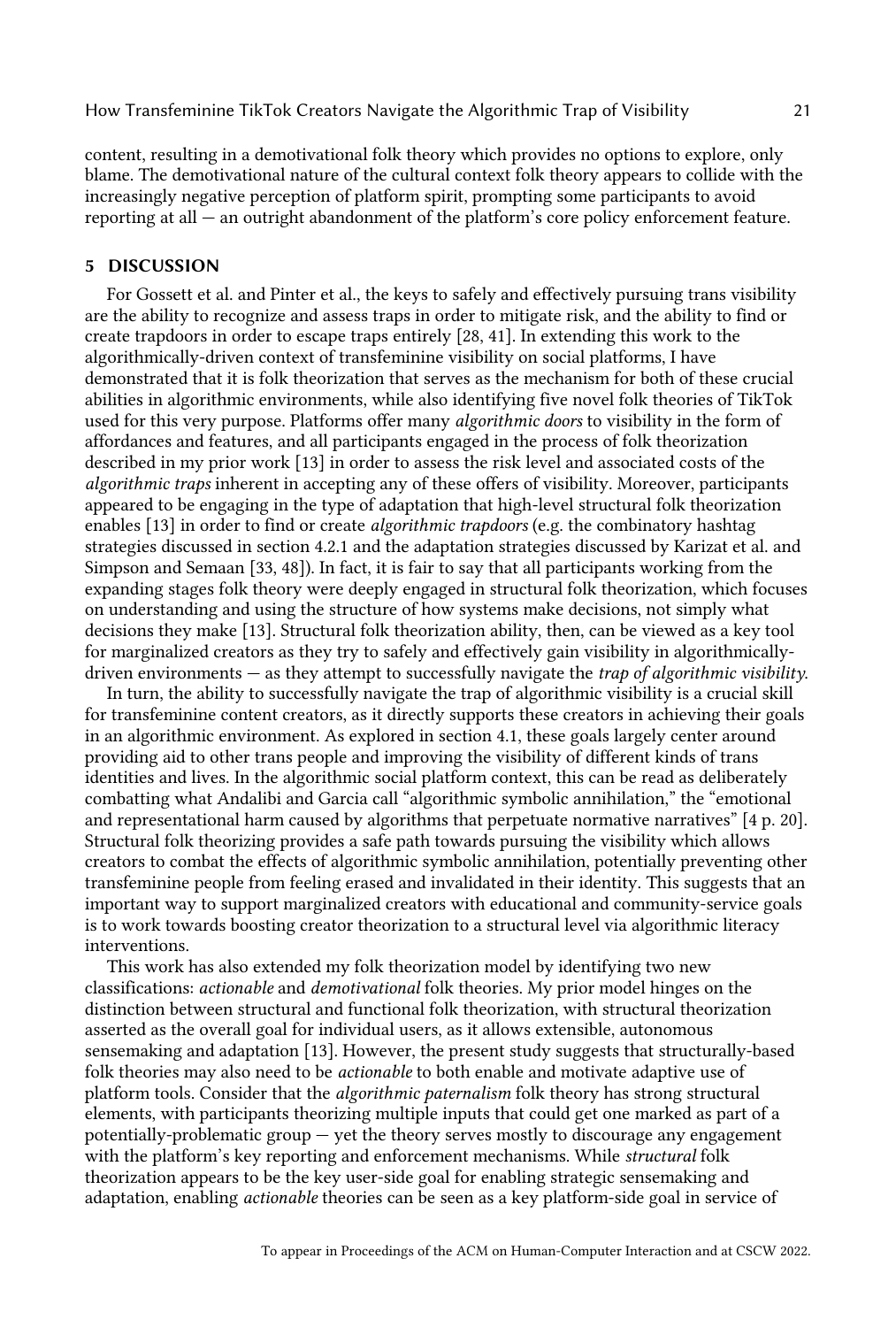content, resulting in a demotivational folk theory which provides no options to explore, only blame. The demotivational nature of the cultural context folk theory appears to collide with the increasingly negative perception of platform spirit, prompting some participants to avoid reporting at all — an outright abandonment of the platform's core policy enforcement feature.

## 5 DISCUSSION

For Gossett et al. and Pinter et al., the keys to safely and effectively pursuing trans visibility are the ability to recognize and assess traps in order to mitigate risk, and the ability to find or create trapdoors in order to escape traps entirely [28, 41]. In extending this work to the algorithmically-driven context of transfeminine visibility on social platforms, I have demonstrated that it is folk theorization that serves as the mechanism for both of these crucial abilities in algorithmic environments, while also identifying five novel folk theories of TikTok used for this very purpose. Platforms offer many *algorithmic doors* to visibility in the form of affordances and features, and all participants engaged in the process of folk theorization described in my prior work [13] in order to assess the risk level and associated costs of the *algorithmic traps* inherent in accepting any of these offers of visibility. Moreover, participants appeared to be engaging in the type of adaptation that high-level structural folk theorization enables [13] in order to find or create *algorithmic trapdoors* (e.g. the combinatory hashtag strategies discussed in section 4.2.1 and the adaptation strategies discussed by Karizat et al. and Simpson and Semaan [33, 48]). In fact, it is fair to say that all participants working from the expanding stages folk theory were deeply engaged in structural folk theorization, which focuses on understanding and using the structure of how systems make decisions, not simply what decisions they make [13]. Structural folk theorization ability, then, can be viewed as a key tool for marginalized creators as they try to safely and effectively gain visibility in algorithmically-driven environments — as they attempt to successfully navigate the *trap of algorithmic visibility*.

In turn, the ability to successfully navigate the trap of algorithmic visibility is a crucial skill for transfeminine content creators, as it directly supports these creators in achieving their goals in an algorithmic environment. As explored in section 4.1, these goals largely center around providing aid to other trans people and improving the visibility of different kinds of trans identities and lives. In the algorithmic social platform context, this can be read as deliberately combatting what Andalibi and Garcia call "algorithmic symbolic annihilation," the "emotional and representational harm caused by algorithms that perpetuate normative narratives" [4 p. 20]. Structural folk theorizing provides a safe path towards pursuing the visibility which allows creators to combat the effects of algorithmic symbolic annihilation, potentially preventing other transfeminine people from feeling erased and invalidated in their identity. This suggests that an important way to support marginalized creators with educational and community-service goals is to work towards boosting creator theorization to a structural level via algorithmic literacy interventions.

This work has also extended my folk theorization model by identifying two new classifications: *actionable* and *demotivational* folk theories. My prior model hinges on the distinction between structural and functional folk theorization, with structural theorization asserted as the overall goal for individual users, as it allows extensible, autonomous sensemaking and adaptation [13]. However, the present study suggests that structurally-based folk theories may also need to be *actionable* to both enable and motivate adaptive use of platform tools. Consider that the *algorithmic paternalism* folk theory has strong structural elements, with participants theorizing multiple inputs that could get one marked as part of a potentially-problematic group — yet the theory serves mostly to discourage any engagement with the platform's key reporting and enforcement mechanisms. While *structural* folk theorization appears to be the key user-side goal for enabling strategic sensemaking and adaptation, enabling *actionable* theories can be seen as a key platform-side goal in service of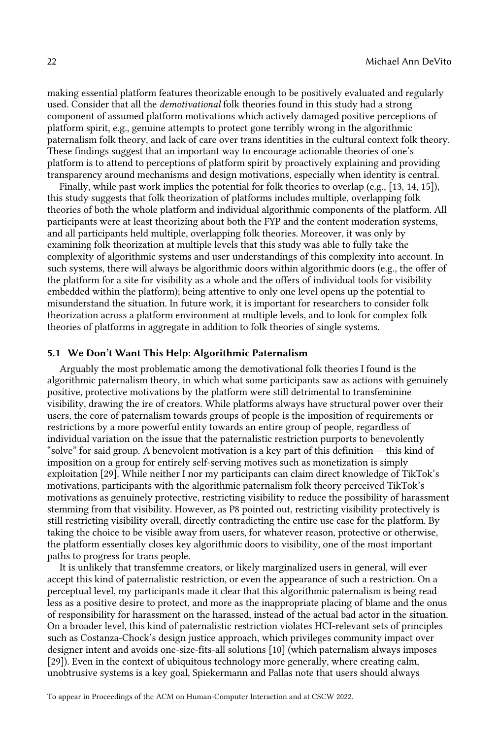making essential platform features theorizable enough to be positively evaluated and regularly used. Consider that all the *demotivational* folk theories found in this study had a strong component of assumed platform motivations which actively damaged positive perceptions of platform spirit, e.g., genuine attempts to protect gone terribly wrong in the algorithmic paternalism folk theory, and lack of care over trans identities in the cultural context folk theory. These findings suggest that an important way to encourage actionable theories of one's platform is to attend to perceptions of platform spirit by proactively explaining and providing transparency around mechanisms and design motivations, especially when identity is central.

Finally, while past work implies the potential for folk theories to overlap (e.g., [13, 14, 15]), this study suggests that folk theorization of platforms includes multiple, overlapping folk theories of both the whole platform and individual algorithmic components of the platform. All participants were at least theorizing about both the FYP and the content moderation systems, and all participants held multiple, overlapping folk theories. Moreover, it was only by examining folk theorization at multiple levels that this study was able to fully take the complexity of algorithmic systems and user understandings of this complexity into account. In such systems, there will always be algorithmic doors within algorithmic doors (e.g., the offer of the platform for a site for visibility as a whole and the offers of individual tools for visibility embedded within the platform); being attentive to only one level opens up the potential to misunderstand the situation. In future work, it is important for researchers to consider folk theorization across a platform environment at multiple levels, and to look for complex folk theories of platforms in aggregate in addition to folk theories of single systems.

### 5.1 We Don't Want This Help: Algorithmic Paternalism

Arguably the most problematic among the demotivational folk theories I found is the algorithmic paternalism theory, in which what some participants saw as actions with genuinely positive, protective motivations by the platform were still detrimental to transfeminine visibility, drawing the ire of creators. While platforms always have structural power over their users, the core of paternalism towards groups of people is the imposition of requirements or restrictions by a more powerful entity towards an entire group of people, regardless of individual variation on the issue that the paternalistic restriction purports to benevolently "solve" for said group. A benevolent motivation is a key part of this definition — this kind of imposition on a group for entirely self-serving motives such as monetization is simply exploitation [29]. While neither I nor my participants can claim direct knowledge of TikTok's motivations, participants with the algorithmic paternalism folk theory perceived TikTok's motivations as genuinely protective, restricting visibility to reduce the possibility of harassment stemming from that visibility. However, as P8 pointed out, restricting visibility protectively is still restricting visibility overall, directly contradicting the entire use case for the platform. By taking the choice to be visible away from users, for whatever reason, protective or otherwise, the platform essentially closes key algorithmic doors to visibility, one of the most important paths to progress for trans people.

It is unlikely that transfemme creators, or likely marginalized users in general, will ever accept this kind of paternalistic restriction, or even the appearance of such a restriction. On a perceptual level, my participants made it clear that this algorithmic paternalism is being read less as a positive desire to protect, and more as the inappropriate placing of blame and the onus of responsibility for harassment on the harassed, instead of the actual bad actor in the situation. On a broader level, this kind of paternalistic restriction violates HCI-relevant sets of principles such as Costanza-Chock's design justice approach, which privileges community impact over designer intent and avoids one-size-fits-all solutions [10] (which paternalism always imposes [29]). Even in the context of ubiquitous technology more generally, where creating calm, unobtrusive systems is a key goal, Spiekermann and Pallas note that users should always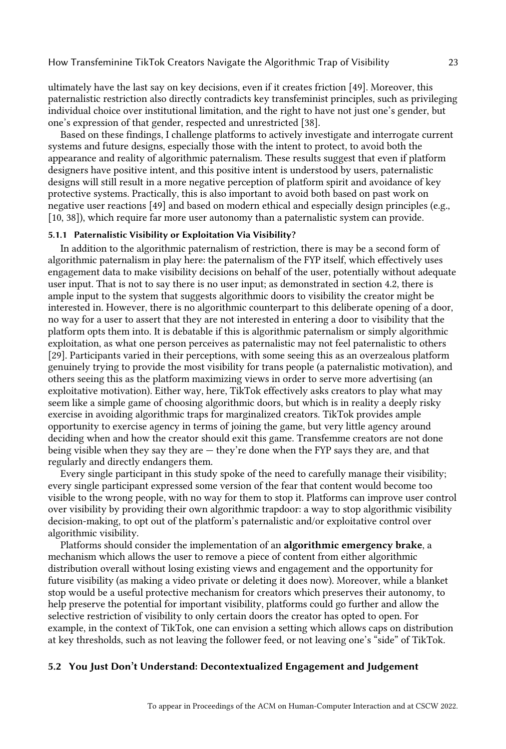ultimately have the last say on key decisions, even if it creates friction [49]. Moreover, this paternalistic restriction also directly contradicts key transfeminist principles, such as privileging individual choice over institutional limitation, and the right to have not just one's gender, but one's expression of that gender, respected and unrestricted [38].

Based on these findings, I challenge platforms to actively investigate and interrogate current systems and future designs, especially those with the intent to protect, to avoid both the appearance and reality of algorithmic paternalism. These results suggest that even if platform designers have positive intent, and this positive intent is understood by users, paternalistic designs will still result in a more negative perception of platform spirit and avoidance of key protective systems. Practically, this is also important to avoid both based on past work on negative user reactions [49] and based on modern ethical and especially design principles (e.g., [10, 38]), which require far more user autonomy than a paternalistic system can provide.

#### 5.1.1 Paternalistic Visibility or Exploitation Via Visibility?

In addition to the algorithmic paternalism of restriction, there is may be a second form of algorithmic paternalism in play here: the paternalism of the FYP itself, which effectively uses engagement data to make visibility decisions on behalf of the user, potentially without adequate user input. That is not to say there is no user input; as demonstrated in section 4.2, there is ample input to the system that suggests algorithmic doors to visibility the creator might be interested in. However, there is no algorithmic counterpart to this deliberate opening of a door, no way for a user to assert that they are not interested in entering a door to visibility that the platform opts them into. It is debatable if this is algorithmic paternalism or simply algorithmic exploitation, as what one person perceives as paternalistic may not feel paternalistic to others [29]. Participants varied in their perceptions, with some seeing this as an overzealous platform genuinely trying to provide the most visibility for trans people (a paternalistic motivation), and others seeing this as the platform maximizing views in order to serve more advertising (an exploitative motivation). Either way, here, TikTok effectively asks creators to play what may seem like a simple game of choosing algorithmic doors, but which is in reality a deeply risky exercise in avoiding algorithmic traps for marginalized creators. TikTok provides ample opportunity to exercise agency in terms of joining the game, but very little agency around deciding when and how the creator should exit this game. Transfemme creators are not done being visible when they say they are — they're done when the FYP says they are, and that regularly and directly endangers them.

Every single participant in this study spoke of the need to carefully manage their visibility; every single participant expressed some version of the fear that content would become too visible to the wrong people, with no way for them to stop it. Platforms can improve user control over visibility by providing their own algorithmic trapdoor: a way to stop algorithmic visibility decision-making, to opt out of the platform's paternalistic and/or exploitative control over algorithmic visibility.

Platforms should consider the implementation of an **algorithmic emergency brake**, a mechanism which allows the user to remove a piece of content from either algorithmic distribution overall without losing existing views and engagement and the opportunity for future visibility (as making a video private or deleting it does now). Moreover, while a blanket stop would be a useful protective mechanism for creators which preserves their autonomy, to help preserve the potential for important visibility, platforms could go further and allow the selective restriction of visibility to only certain doors the creator has opted to open. For example, in the context of TikTok, one can envision a setting which allows caps on distribution at key thresholds, such as not leaving the follower feed, or not leaving one's "side" of TikTok.

### 5.2 You Just Don't Understand: Decontextualized Engagement and Judgement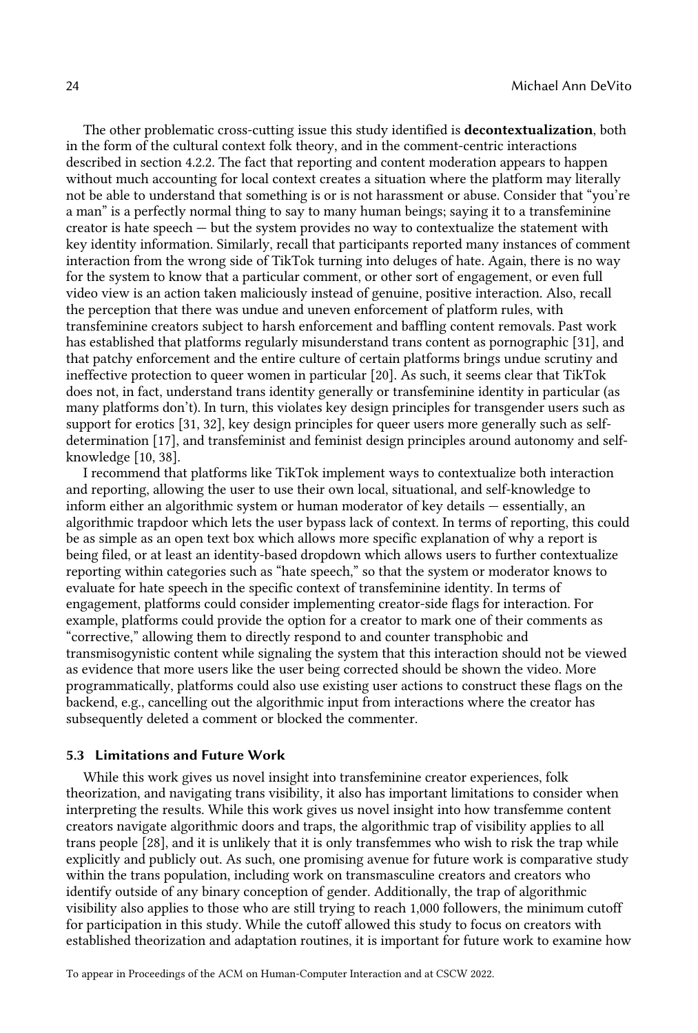The other problematic cross-cutting issue this study identified is **decontextualization**, both in the form of the cultural context folk theory, and in the comment-centric interactions described in section 4.2.2. The fact that reporting and content moderation appears to happen without much accounting for local context creates a situation where the platform may literally not be able to understand that something is or is not harassment or abuse. Consider that "you're a man" is a perfectly normal thing to say to many human beings; saying it to a transfeminine creator is hate speech — but the system provides no way to contextualize the statement with key identity information. Similarly, recall that participants reported many instances of comment interaction from the wrong side of TikTok turning into deluges of hate. Again, there is no way for the system to know that a particular comment, or other sort of engagement, or even full video view is an action taken maliciously instead of genuine, positive interaction. Also, recall the perception that there was undue and uneven enforcement of platform rules, with transfeminine creators subject to harsh enforcement and baffling content removals. Past work has established that platforms regularly misunderstand trans content as pornographic [31], and that patchy enforcement and the entire culture of certain platforms brings undue scrutiny and ineffective protection to queer women in particular [20]. As such, it seems clear that TikTok does not, in fact, understand trans identity generally or transfeminine identity in particular (as many platforms don't). In turn, this violates key design principles for transgender users such as support for erotics [31, 32], key design principles for queer users more generally such as self-determination [17], and transfeminist and feminist design principles around autonomy and self-knowledge [10, 38].

I recommend that platforms like TikTok implement ways to contextualize both interaction and reporting, allowing the user to use their own local, situational, and self-knowledge to inform either an algorithmic system or human moderator of key details — essentially, an algorithmic trapdoor which lets the user bypass lack of context. In terms of reporting, this could be as simple as an open text box which allows more specific explanation of why a report is being filed, or at least an identity-based dropdown which allows users to further contextualize reporting within categories such as "hate speech," so that the system or moderator knows to evaluate for hate speech in the specific context of transfeminine identity. In terms of engagement, platforms could consider implementing creator-side flags for interaction. For example, platforms could provide the option for a creator to mark one of their comments as "corrective," allowing them to directly respond to and counter transphobic and transmisogynistic content while signaling the system that this interaction should not be viewed as evidence that more users like the user being corrected should be shown the video. More programmatically, platforms could also use existing user actions to construct these flags on the backend, e.g., cancelling out the algorithmic input from interactions where the creator has subsequently deleted a comment or blocked the commenter.

### 5.3 Limitations and Future Work

While this work gives us novel insight into transfeminine creator experiences, folk theorization, and navigating trans visibility, it also has important limitations to consider when interpreting the results. While this work gives us novel insight into how transfemme content creators navigate algorithmic doors and traps, the algorithmic trap of visibility applies to all trans people [28], and it is unlikely that it is only transfemmes who wish to risk the trap while explicitly and publicly out. As such, one promising avenue for future work is comparative study within the trans population, including work on transmasculine creators and creators who identify outside of any binary conception of gender. Additionally, the trap of algorithmic visibility also applies to those who are still trying to reach 1,000 followers, the minimum cutoff for participation in this study. While the cutoff allowed this study to focus on creators with established theorization and adaptation routines, it is important for future work to examine how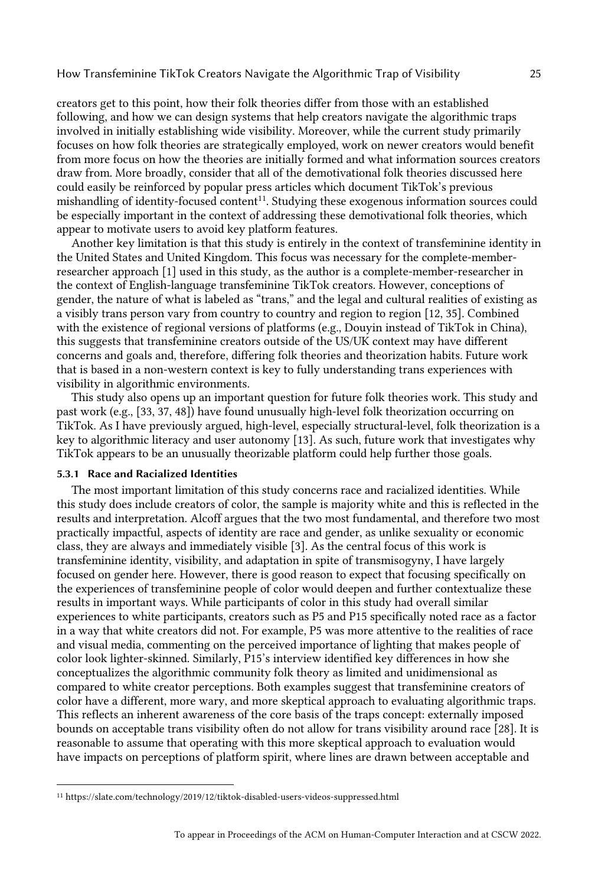creators get to this point, how their folk theories differ from those with an established following, and how we can design systems that help creators navigate the algorithmic traps involved in initially establishing wide visibility. Moreover, while the current study primarily focuses on how folk theories are strategically employed, work on newer creators would benefit from more focus on how the theories are initially formed and what information sources creators draw from. More broadly, consider that all of the demotivational folk theories discussed here could easily be reinforced by popular press articles which document TikTok's previous mishandling of identity-focused content[11]. Studying these exogenous information sources could be especially important in the context of addressing these demotivational folk theories, which appear to motivate users to avoid key platform features.

Another key limitation is that this study is entirely in the context of transfeminine identity in the United States and United Kingdom. This focus was necessary for the complete-member-researcher approach [1] used in this study, as the author is a complete-member-researcher in the context of English-language transfeminine TikTok creators. However, conceptions of gender, the nature of what is labeled as "trans," and the legal and cultural realities of existing as a visibly trans person vary from country to country and region to region [12, 35]. Combined with the existence of regional versions of platforms (e.g., Douyin instead of TikTok in China), this suggests that transfeminine creators outside of the US/UK context may have different concerns and goals and, therefore, differing folk theories and theorization habits. Future work that is based in a non-western context is key to fully understanding trans experiences with visibility in algorithmic environments.

This study also opens up an important question for future folk theories work. This study and past work (e.g., [33, 37, 48]) have found unusually high-level folk theorization occurring on TikTok. As I have previously argued, high-level, especially structural-level, folk theorization is a key to algorithmic literacy and user autonomy [13]. As such, future work that investigates why TikTok appears to be an unusually theorizable platform could help further those goals.

#### 5.3.1 Race and Racialized Identities

The most important limitation of this study concerns race and racialized identities. While this study does include creators of color, the sample is majority white and this is reflected in the results and interpretation. Alcoff argues that the two most fundamental, and therefore two most practically impactful, aspects of identity are race and gender, as unlike sexuality or economic class, they are always and immediately visible [3]. As the central focus of this work is transfeminine identity, visibility, and adaptation in spite of transmisogyny, I have largely focused on gender here. However, there is good reason to expect that focusing specifically on the experiences of transfeminine people of color would deepen and further contextualize these results in important ways. While participants of color in this study had overall similar experiences to white participants, creators such as P5 and P15 specifically noted race as a factor in a way that white creators did not. For example, P5 was more attentive to the realities of race and visual media, commenting on the perceived importance of lighting that makes people of color look lighter-skinned. Similarly, P15's interview identified key differences in how she conceptualizes the algorithmic community folk theory as limited and unidimensional as compared to white creator perceptions. Both examples suggest that transfeminine creators of color have a different, more wary, and more skeptical approach to evaluating algorithmic traps. This reflects an inherent awareness of the core basis of the traps concept: externally imposed bounds on acceptable trans visibility often do not allow for trans visibility around race [28]. It is reasonable to assume that operating with this more skeptical approach to evaluation would have impacts on perceptions of platform spirit, where lines are drawn between acceptable and

[11] https://slate.com/technology/2019/12/tiktok-disabled-users-videos-suppressed.html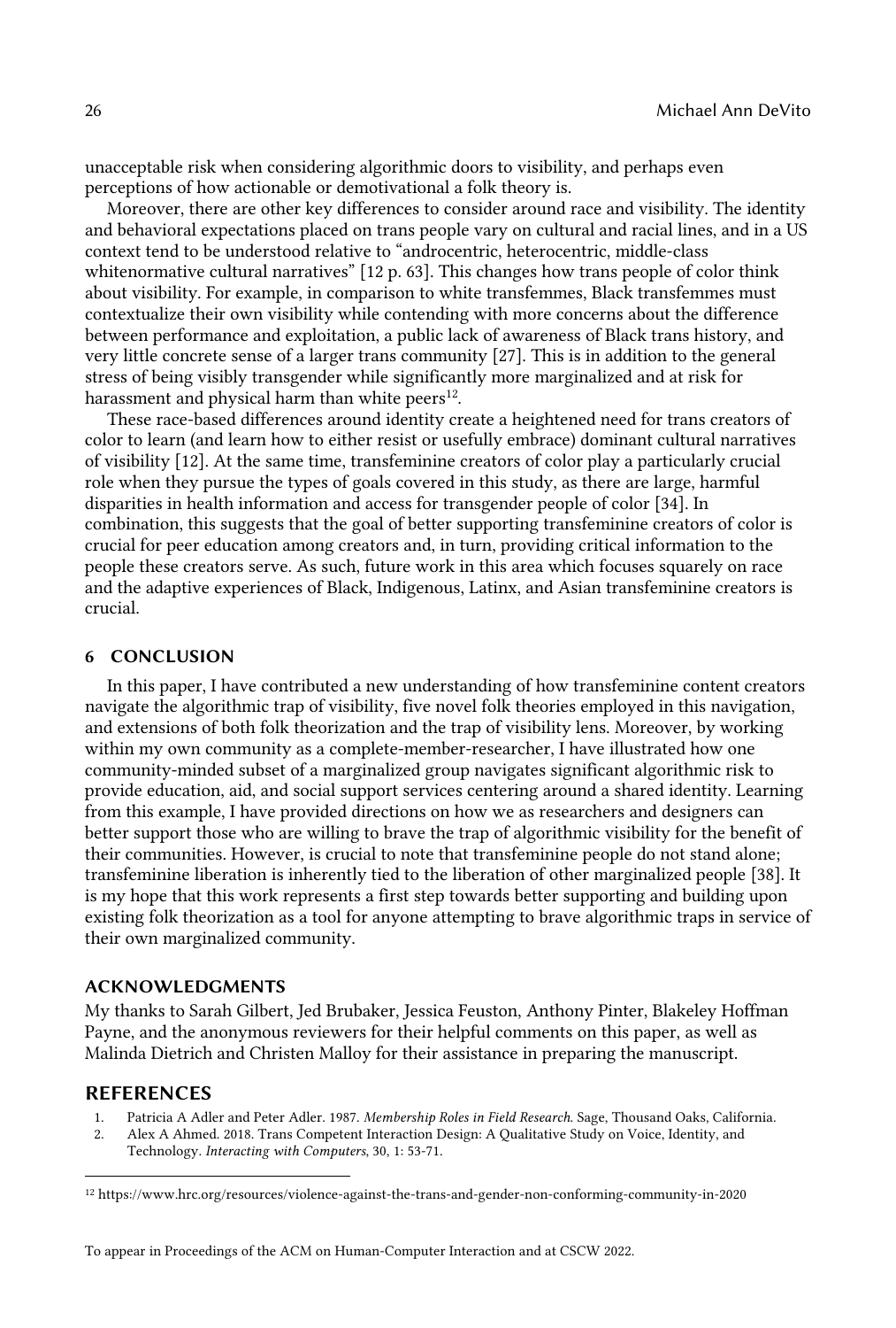unacceptable risk when considering algorithmic doors to visibility, and perhaps even perceptions of how actionable or demotivational a folk theory is.

Moreover, there are other key differences to consider around race and visibility. The identity and behavioral expectations placed on trans people vary on cultural and racial lines, and in a US context tend to be understood relative to "androcentric, heterocentric, middle-class whitenormative cultural narratives" [12 p. 63]. This changes how trans people of color think about visibility. For example, in comparison to white transfemmes, Black transfemmes must contextualize their own visibility while contending with more concerns about the difference between performance and exploitation, a public lack of awareness of Black trans history, and very little concrete sense of a larger trans community [27]. This is in addition to the general stress of being visibly transgender while significantly more marginalized and at risk for harassment and physical harm than white peers[12].

These race-based differences around identity create a heightened need for trans creators of color to learn (and learn how to either resist or usefully embrace) dominant cultural narratives of visibility [12]. At the same time, transfeminine creators of color play a particularly crucial role when they pursue the types of goals covered in this study, as there are large, harmful disparities in health information and access for transgender people of color [34]. In combination, this suggests that the goal of better supporting transfeminine creators of color is crucial for peer education among creators and, in turn, providing critical information to the people these creators serve. As such, future work in this area which focuses squarely on race and the adaptive experiences of Black, Indigenous, Latinx, and Asian transfeminine creators is crucial.

## 6 CONCLUSION

In this paper, I have contributed a new understanding of how transfeminine content creators navigate the algorithmic trap of visibility, five novel folk theories employed in this navigation, and extensions of both folk theorization and the trap of visibility lens. Moreover, by working within my own community as a complete-member-researcher, I have illustrated how one community-minded subset of a marginalized group navigates significant algorithmic risk to provide education, aid, and social support services centering around a shared identity. Learning from this example, I have provided directions on how we as researchers and designers can better support those who are willing to brave the trap of algorithmic visibility for the benefit of their communities. However, is crucial to note that transfeminine people do not stand alone; transfeminine liberation is inherently tied to the liberation of other marginalized people [38]. It is my hope that this work represents a first step towards better supporting and building upon existing folk theorization as a tool for anyone attempting to brave algorithmic traps in service of their own marginalized community.

## ACKNOWLEDGMENTS

My thanks to Sarah Gilbert, Jed Brubaker, Jessica Feuston, Anthony Pinter, Blakeley Hoffman Payne, and the anonymous reviewers for their helpful comments on this paper, as well as Malinda Dietrich and Christen Malloy for their assistance in preparing the manuscript.

## REFERENCES

1. Patricia A Adler and Peter Adler. 1987. *Membership Roles in Field Research*. Sage, Thousand Oaks, California.
2. Alex A Ahmed. 2018. Trans Competent Interaction Design: A Qualitative Study on Voice, Identity, and Technology. *Interacting with Computers*, 30, 1: 53-71.

[12] https://www.hrc.org/resources/violence-against-the-trans-and-gender-non-conforming-community-in-2020

To appear in Proceedings of the ACM on Human-Computer Interaction and at CSCW 2022.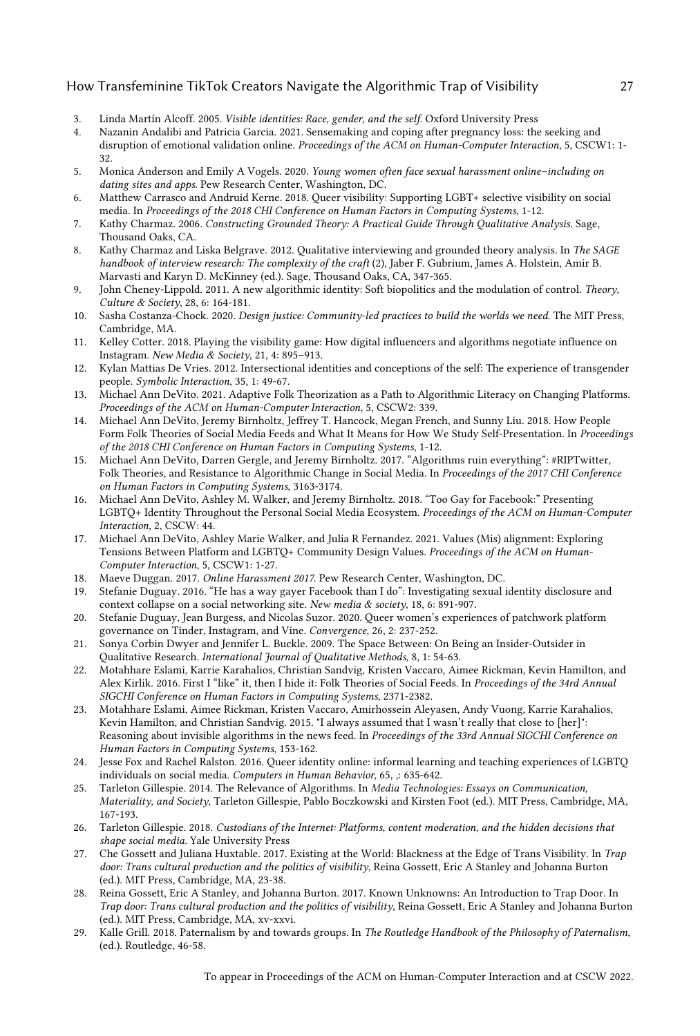3. Linda Martín Alcoff. 2005. *Visible identities: Race, gender, and the self.* Oxford University Press
4. Nazanin Andalibi and Patricia Garcia. 2021. Sensemaking and coping after pregnancy loss: the seeking and disruption of emotional validation online. *Proceedings of the ACM on Human-Computer Interaction*, 5, CSCW1: 1-32.
5. Monica Anderson and Emily A Vogels. 2020. *Young women often face sexual harassment online–including on dating sites and apps*. Pew Research Center, Washington, DC.
6. Matthew Carrasco and Andruid Kerne. 2018. Queer visibility: Supporting LGBT+ selective visibility on social media. In *Proceedings of the 2018 CHI Conference on Human Factors in Computing Systems*, 1-12.
7. Kathy Charmaz. 2006. *Constructing Grounded Theory: A Practical Guide Through Qualitative Analysis*. Sage, Thousand Oaks, CA.
8. Kathy Charmaz and Liska Belgrave. 2012. Qualitative interviewing and grounded theory analysis. In *The SAGE handbook of interview research: The complexity of the craft* (2), Jaber F. Gubrium, James A. Holstein, Amir B. Marvasti and Karyn D. McKinney (ed.). Sage, Thousand Oaks, CA, 347-365.
9. John Cheney-Lippold. 2011. A new algorithmic identity: Soft biopolitics and the modulation of control. *Theory, Culture & Society*, 28, 6: 164-181.
10. Sasha Costanza-Chock. 2020. *Design justice: Community-led practices to build the worlds we need*. The MIT Press, Cambridge, MA.
11. Kelley Cotter. 2018. Playing the visibility game: How digital influencers and algorithms negotiate influence on Instagram. *New Media & Society*, 21, 4: 895–913.
12. Kylan Mattias De Vries. 2012. Intersectional identities and conceptions of the self: The experience of transgender people. *Symbolic Interaction*, 35, 1: 49-67.
13. Michael Ann DeVito. 2021. Adaptive Folk Theorization as a Path to Algorithmic Literacy on Changing Platforms. *Proceedings of the ACM on Human-Computer Interaction*, 5, CSCW2: 339.
14. Michael Ann DeVito, Jeremy Birnholtz, Jeffrey T. Hancock, Megan French, and Sunny Liu. 2018. How People Form Folk Theories of Social Media Feeds and What It Means for How We Study Self-Presentation. In *Proceedings of the 2018 CHI Conference on Human Factors in Computing Systems*, 1-12.
15. Michael Ann DeVito, Darren Gergle, and Jeremy Birnholtz. 2017. "Algorithms ruin everything": #RIPTwitter, Folk Theories, and Resistance to Algorithmic Change in Social Media. In *Proceedings of the 2017 CHI Conference on Human Factors in Computing Systems*, 3163-3174.
16. Michael Ann DeVito, Ashley M. Walker, and Jeremy Birnholtz. 2018. "Too Gay for Facebook:" Presenting LGBTQ+ Identity Throughout the Personal Social Media Ecosystem. *Proceedings of the ACM on Human-Computer Interaction*, 2, CSCW: 44.
17. Michael Ann DeVito, Ashley Marie Walker, and Julia R Fernandez. 2021. Values (Mis) alignment: Exploring Tensions Between Platform and LGBTQ+ Community Design Values. *Proceedings of the ACM on Human-Computer Interaction*, 5, CSCW1: 1-27.
18. Maeve Duggan. 2017. *Online Harassment 2017*. Pew Research Center, Washington, DC.
19. Stefanie Duguay. 2016. "He has a way gayer Facebook than I do": Investigating sexual identity disclosure and context collapse on a social networking site. *New media & society*, 18, 6: 891-907.
20. Stefanie Duguay, Jean Burgess, and Nicolas Suzor. 2020. Queer women's experiences of patchwork platform governance on Tinder, Instagram, and Vine. *Convergence*, 26, 2: 237-252.
21. Sonya Corbin Dwyer and Jennifer L. Buckle. 2009. The Space Between: On Being an Insider-Outsider in Qualitative Research. *International Journal of Qualitative Methods*, 8, 1: 54-63.
22. Motahhare Eslami, Karrie Karahalios, Christian Sandvig, Kristen Vaccaro, Aimee Rickman, Kevin Hamilton, and Alex Kirlik. 2016. First I "like" it, then I hide it: Folk Theories of Social Feeds. In *Proceedings of the 34rd Annual SIGCHI Conference on Human Factors in Computing Systems*, 2371-2382.
23. Motahhare Eslami, Aimee Rickman, Kristen Vaccaro, Amirhossein Aleyasen, Andy Vuong, Karrie Karahalios, Kevin Hamilton, and Christian Sandvig. 2015. "I always assumed that I wasn't really that close to [her]": Reasoning about invisible algorithms in the news feed. In *Proceedings of the 33rd Annual SIGCHI Conference on Human Factors in Computing Systems*, 153-162.
24. Jesse Fox and Rachel Ralston. 2016. Queer identity online: informal learning and teaching experiences of LGBTQ individuals on social media. *Computers in Human Behavior*, 65, ,: 635-642.
25. Tarleton Gillespie. 2014. The Relevance of Algorithms. In *Media Technologies: Essays on Communication, Materiality, and Society*, Tarleton Gillespie, Pablo Boczkowski and Kirsten Foot (ed.). MIT Press, Cambridge, MA, 167-193.
26. Tarleton Gillespie. 2018. *Custodians of the Internet: Platforms, content moderation, and the hidden decisions that shape social media*. Yale University Press
27. Che Gossett and Juliana Huxtable. 2017. Existing at the World: Blackness at the Edge of Trans Visibility. In *Trap door: Trans cultural production and the politics of visibility*, Reina Gossett, Eric A Stanley and Johanna Burton (ed.). MIT Press, Cambridge, MA, 23-38.
28. Reina Gossett, Eric A Stanley, and Johanna Burton. 2017. Known Unknowns: An Introduction to Trap Door. In *Trap door: Trans cultural production and the politics of visibility*, Reina Gossett, Eric A Stanley and Johanna Burton (ed.). MIT Press, Cambridge, MA, xv-xxvi.
29. Kalle Grill. 2018. Paternalism by and towards groups. In *The Routledge Handbook of the Philosophy of Paternalism*, (ed.). Routledge, 46-58.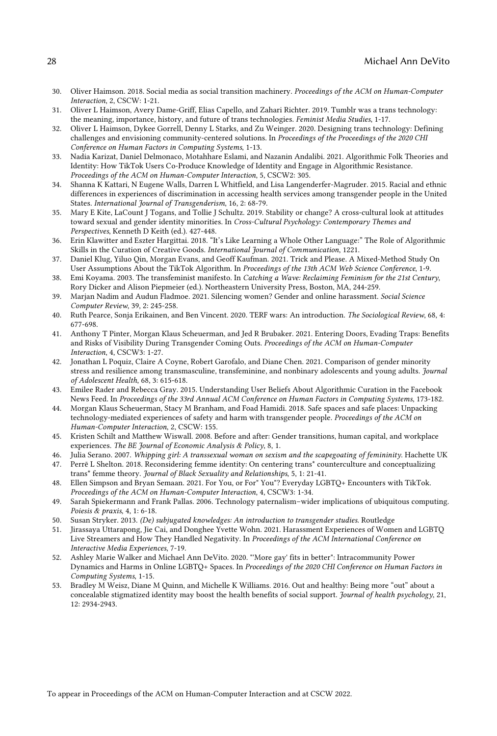30. Oliver Haimson. 2018. Social media as social transition machinery. *Proceedings of the ACM on Human-Computer Interaction*, 2, CSCW: 1-21.
31. Oliver L Haimson, Avery Dame-Griff, Elias Capello, and Zahari Richter. 2019. Tumblr was a trans technology: the meaning, importance, history, and future of trans technologies. *Feminist Media Studies*, 1-17.
32. Oliver L Haimson, Dykee Gorrell, Denny L Starks, and Zu Weinger. 2020. Designing trans technology: Defining challenges and envisioning community-centered solutions. In *Proceedings of the Proceedings of the 2020 CHI Conference on Human Factors in Computing Systems*, 1-13.
33. Nadia Karizat, Daniel Delmonaco, Motahhare Eslami, and Nazanin Andalibi. 2021. Algorithmic Folk Theories and Identity: How TikTok Users Co-Produce Knowledge of Identity and Engage in Algorithmic Resistance. *Proceedings of the ACM on Human-Computer Interaction*, 5, CSCW2: 305.
34. Shanna K Kattari, N Eugene Walls, Darren L Whitfield, and Lisa Langenderfer-Magruder. 2015. Racial and ethnic differences in experiences of discrimination in accessing health services among transgender people in the United States. *International Journal of Transgenderism*, 16, 2: 68-79.
35. Mary E Kite, LaCount J Togans, and Tollie J Schultz. 2019. Stability or change? A cross-cultural look at attitudes toward sexual and gender identity minorities. In *Cross-Cultural Psychology: Contemporary Themes and Perspectives*, Kenneth D Keith (ed.). 427-448.
36. Erin Klawitter and Eszter Hargittai. 2018. "It's Like Learning a Whole Other Language:" The Role of Algorithmic Skills in the Curation of Creative Goods. *International Journal of Communication*, 1221.
37. Daniel Klug, Yiluo Qin, Morgan Evans, and Geoff Kaufman. 2021. Trick and Please. A Mixed-Method Study On User Assumptions About the TikTok Algorithm. In *Proceedings of the 13th ACM Web Science Conference*, 1-9.
38. Emi Koyama. 2003. The transfeminist manifesto. In *Catching a Wave: Reclaiming Feminism for the 21st Century*, Rory Dicker and Alison Piepmeier (ed.). Northeastern University Press, Boston, MA, 244-259.
39. Marjan Nadim and Audun Fladmoe. 2021. Silencing women? Gender and online harassment. *Social Science Computer Review*, 39, 2: 245-258.
40. Ruth Pearce, Sonja Erikainen, and Ben Vincent. 2020. TERF wars: An introduction. *The Sociological Review*, 68, 4: 677-698.
41. Anthony T Pinter, Morgan Klaus Scheuerman, and Jed R Brubaker. 2021. Entering Doors, Evading Traps: Benefits and Risks of Visibility During Transgender Coming Outs. *Proceedings of the ACM on Human-Computer Interaction*, 4, CSCW3: 1-27.
42. Jonathan L Poquiz, Claire A Coyne, Robert Garofalo, and Diane Chen. 2021. Comparison of gender minority stress and resilience among transmasculine, transfeminine, and nonbinary adolescents and young adults. *Journal of Adolescent Health*, 68, 3: 615-618.
43. Emilee Rader and Rebecca Gray. 2015. Understanding User Beliefs About Algorithmic Curation in the Facebook News Feed. In *Proceedings of the 33rd Annual ACM Conference on Human Factors in Computing Systems*, 173-182.
44. Morgan Klaus Scheuerman, Stacy M Branham, and Foad Hamidi. 2018. Safe spaces and safe places: Unpacking technology-mediated experiences of safety and harm with transgender people. *Proceedings of the ACM on Human-Computer Interaction*, 2, CSCW: 155.
45. Kristen Schilt and Matthew Wiswall. 2008. Before and after: Gender transitions, human capital, and workplace experiences. *The BE Journal of Economic Analysis & Policy*, 8, 1.
46. Julia Serano. 2007. *Whipping girl: A transsexual woman on sexism and the scapegoating of femininity*. Hachette UK
47. Perrē L Shelton. 2018. Reconsidering femme identity: On centering trans* counterculture and conceptualizing trans* femme theory. *Journal of Black Sexuality and Relationships*, 5, 1: 21-41.
48. Ellen Simpson and Bryan Semaan. 2021. For You, or For" You"? Everyday LGBTQ+ Encounters with TikTok. *Proceedings of the ACM on Human-Computer Interaction*, 4, CSCW3: 1-34.
49. Sarah Spiekermann and Frank Pallas. 2006. Technology paternalism–wider implications of ubiquitous computing. *Poiesis & praxis*, 4, 1: 6-18.
50. Susan Stryker. 2013. *(De) subjugated knowledges: An introduction to transgender studies*. Routledge
51. Jirassaya Uttarapong, Jie Cai, and Donghee Yvette Wohn. 2021. Harassment Experiences of Women and LGBTQ Live Streamers and How They Handled Negativity. In *Proceedings of the ACM International Conference on Interactive Media Experiences*, 7-19.
52. Ashley Marie Walker and Michael Ann DeVito. 2020. "'More gay' fits in better": Intracommunity Power Dynamics and Harms in Online LGBTQ+ Spaces. In *Proceedings of the 2020 CHI Conference on Human Factors in Computing Systems*, 1-15.
53. Bradley M Weisz, Diane M Quinn, and Michelle K Williams. 2016. Out and healthy: Being more "out" about a concealable stigmatized identity may boost the health benefits of social support. *Journal of health psychology*, 21, 12: 2934-2943.

To appear in Proceedings of the ACM on Human-Computer Interaction and at CSCW 2022.